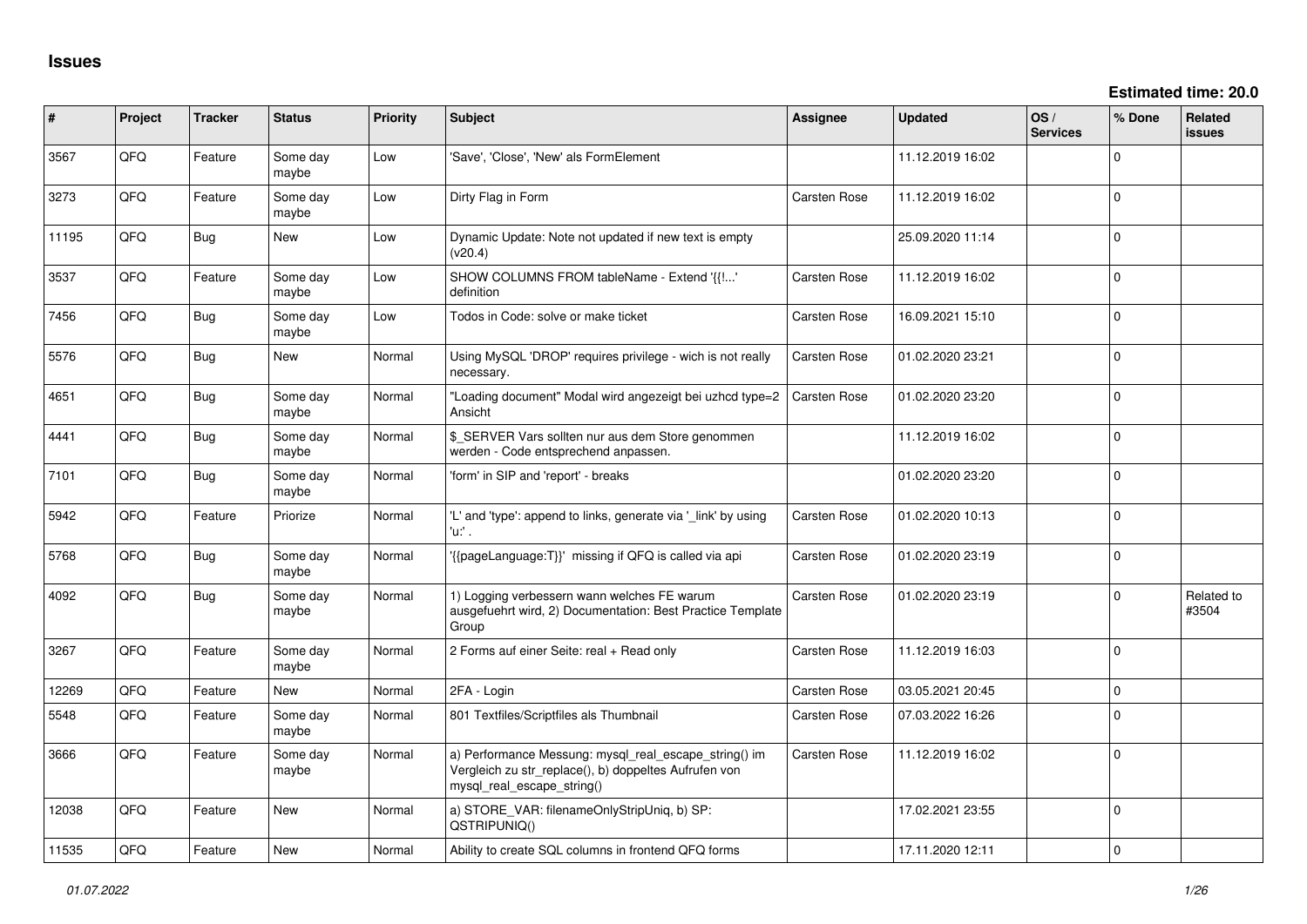# Issues

**Estimated time: 20.0**

| # | Project | Tracker | Status | Priority | Subject | Assignee | Updated | OS / Services | % Done | Related issues |
|---|---|---|---|---|---|---|---|---|---|---|
| 3567 | QFQ | Feature | Some day maybe | Low | 'Save', 'Close', 'New' als FormElement | | 11.12.2019 16:02 | | 0 | |
| 3273 | QFQ | Feature | Some day maybe | Low | Dirty Flag in Form | Carsten Rose | 11.12.2019 16:02 | | 0 | |
| 11195 | QFQ | Bug | New | Low | Dynamic Update: Note not updated if new text is empty (v20.4) | | 25.09.2020 11:14 | | 0 | |
| 3537 | QFQ | Feature | Some day maybe | Low | SHOW COLUMNS FROM tableName - Extend '{{!...' definition | Carsten Rose | 11.12.2019 16:02 | | 0 | |
| 7456 | QFQ | Bug | Some day maybe | Low | Todos in Code: solve or make ticket | Carsten Rose | 16.09.2021 15:10 | | 0 | |
| 5576 | QFQ | Bug | New | Normal | Using MySQL 'DROP' requires privilege - wich is not really necessary. | Carsten Rose | 01.02.2020 23:21 | | 0 | |
| 4651 | QFQ | Bug | Some day maybe | Normal | "Loading document" Modal wird angezeigt bei uzhcd type=2 Ansicht | Carsten Rose | 01.02.2020 23:20 | | 0 | |
| 4441 | QFQ | Bug | Some day maybe | Normal | $_SERVER Vars sollten nur aus dem Store genommen werden - Code entsprechend anpassen. | | 11.12.2019 16:02 | | 0 | |
| 7101 | QFQ | Bug | Some day maybe | Normal | 'form' in SIP and 'report' - breaks | | 01.02.2020 23:20 | | 0 | |
| 5942 | QFQ | Feature | Priorize | Normal | 'L' and 'type': append to links, generate via '_link' by using 'u:' . | Carsten Rose | 01.02.2020 10:13 | | 0 | |
| 5768 | QFQ | Bug | Some day maybe | Normal | '{{pageLanguage:T}}' missing if QFQ is called via api | Carsten Rose | 01.02.2020 23:19 | | 0 | |
| 4092 | QFQ | Bug | Some day maybe | Normal | 1) Logging verbessern wann welches FE warum ausgefuehrt wird, 2) Documentation: Best Practice Template Group | Carsten Rose | 01.02.2020 23:19 | | 0 | Related to #3504 |
| 3267 | QFQ | Feature | Some day maybe | Normal | 2 Forms auf einer Seite: real + Read only | Carsten Rose | 11.12.2019 16:03 | | 0 | |
| 12269 | QFQ | Feature | New | Normal | 2FA - Login | Carsten Rose | 03.05.2021 20:45 | | 0 | |
| 5548 | QFQ | Feature | Some day maybe | Normal | 801 Textfiles/Scriptfiles als Thumbnail | Carsten Rose | 07.03.2022 16:26 | | 0 | |
| 3666 | QFQ | Feature | Some day maybe | Normal | a) Performance Messung: mysql_real_escape_string() im Vergleich zu str_replace(), b) doppeltes Aufrufen von mysql_real_escape_string() | Carsten Rose | 11.12.2019 16:02 | | 0 | |
| 12038 | QFQ | Feature | New | Normal | a) STORE_VAR: filenameOnlyStripUniq, b) SP: QSTRIPUNIQ() | | 17.02.2021 23:55 | | 0 | |
| 11535 | QFQ | Feature | New | Normal | Ability to create SQL columns in frontend QFQ forms | | 17.11.2020 12:11 | | 0 | |

*01.07.2022*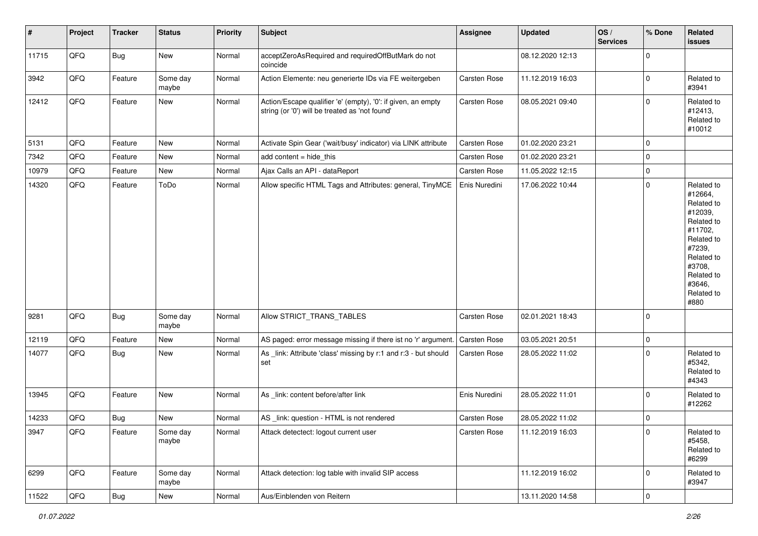| # | Project | Tracker | Status | Priority | Subject | Assignee | Updated | OS / Services | % Done | Related issues |
|---|---|---|---|---|---|---|---|---|---|---|
| 11715 | QFQ | Bug | New | Normal | acceptZeroAsRequired and requiredOffButMark do not coincide | | 08.12.2020 12:13 | | 0 | |
| 3942 | QFQ | Feature | Some day maybe | Normal | Action Elemente: neu generierte IDs via FE weitergeben | Carsten Rose | 11.12.2019 16:03 | | 0 | Related to #3941 |
| 12412 | QFQ | Feature | New | Normal | Action/Escape qualifier 'e' (empty), '0': if given, an empty string (or '0') will be treated as 'not found' | Carsten Rose | 08.05.2021 09:40 | | 0 | Related to #12413, Related to #10012 |
| 5131 | QFQ | Feature | New | Normal | Activate Spin Gear ('wait/busy' indicator) via LINK attribute | Carsten Rose | 01.02.2020 23:21 | | 0 | |
| 7342 | QFQ | Feature | New | Normal | add content = hide_this | Carsten Rose | 01.02.2020 23:21 | | 0 | |
| 10979 | QFQ | Feature | New | Normal | Ajax Calls an API - dataReport | Carsten Rose | 11.05.2022 12:15 | | 0 | |
| 14320 | QFQ | Feature | ToDo | Normal | Allow specific HTML Tags and Attributes: general, TinyMCE | Enis Nuredini | 17.06.2022 10:44 | | 0 | Related to #12664, Related to #12039, Related to #11702, Related to #7239, Related to #3708, Related to #3646, Related to #880 |
| 9281 | QFQ | Bug | Some day maybe | Normal | Allow STRICT_TRANS_TABLES | Carsten Rose | 02.01.2021 18:43 | | 0 | |
| 12119 | QFQ | Feature | New | Normal | AS paged: error message missing if there ist no 'r' argument. | Carsten Rose | 03.05.2021 20:51 | | 0 | |
| 14077 | QFQ | Bug | New | Normal | As _link: Attribute 'class' missing by r:1 and r:3 - but should set | Carsten Rose | 28.05.2022 11:02 | | 0 | Related to #5342, Related to #4343 |
| 13945 | QFQ | Feature | New | Normal | As _link: content before/after link | Enis Nuredini | 28.05.2022 11:01 | | 0 | Related to #12262 |
| 14233 | QFQ | Bug | New | Normal | AS _link: question - HTML is not rendered | Carsten Rose | 28.05.2022 11:02 | | 0 | |
| 3947 | QFQ | Feature | Some day maybe | Normal | Attack detectect: logout current user | Carsten Rose | 11.12.2019 16:03 | | 0 | Related to #5458, Related to #6299 |
| 6299 | QFQ | Feature | Some day maybe | Normal | Attack detection: log table with invalid SIP access | | 11.12.2019 16:02 | | 0 | Related to #3947 |
| 11522 | QFQ | Bug | New | Normal | Aus/Einblenden von Reitern | | 13.11.2020 14:58 | | 0 | |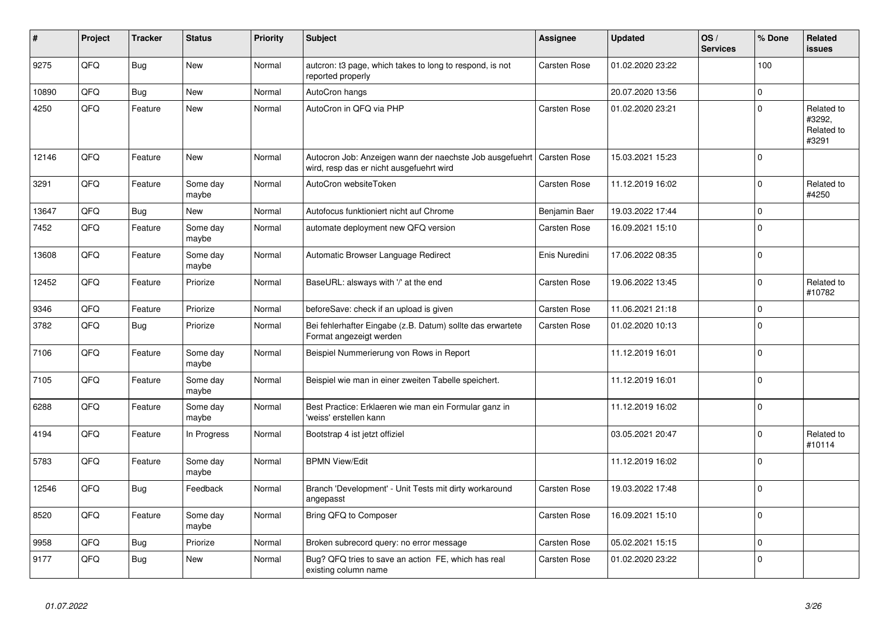| # | Project | Tracker | Status | Priority | Subject | Assignee | Updated | OS / Services | % Done | Related issues |
|---|---|---|---|---|---|---|---|---|---|---|
| 9275 | QFQ | Bug | New | Normal | autcron: t3 page, which takes to long to respond, is not reported properly | Carsten Rose | 01.02.2020 23:22 | | 100 | |
| 10890 | QFQ | Bug | New | Normal | AutoCron hangs | | 20.07.2020 13:56 | | 0 | |
| 4250 | QFQ | Feature | New | Normal | AutoCron in QFQ via PHP | Carsten Rose | 01.02.2020 23:21 | | 0 | Related to #3292, Related to #3291 |
| 12146 | QFQ | Feature | New | Normal | Autocron Job: Anzeigen wann der naechste Job ausgefuehrt wird, resp das er nicht ausgefuehrt wird | Carsten Rose | 15.03.2021 15:23 | | 0 | |
| 3291 | QFQ | Feature | Some day maybe | Normal | AutoCron websiteToken | Carsten Rose | 11.12.2019 16:02 | | 0 | Related to #4250 |
| 13647 | QFQ | Bug | New | Normal | Autofocus funktioniert nicht auf Chrome | Benjamin Baer | 19.03.2022 17:44 | | 0 | |
| 7452 | QFQ | Feature | Some day maybe | Normal | automate deployment new QFQ version | Carsten Rose | 16.09.2021 15:10 | | 0 | |
| 13608 | QFQ | Feature | Some day maybe | Normal | Automatic Browser Language Redirect | Enis Nuredini | 17.06.2022 08:35 | | 0 | |
| 12452 | QFQ | Feature | Priorize | Normal | BaseURL: alsways with '/' at the end | Carsten Rose | 19.06.2022 13:45 | | 0 | Related to #10782 |
| 9346 | QFQ | Feature | Priorize | Normal | beforeSave: check if an upload is given | Carsten Rose | 11.06.2021 21:18 | | 0 | |
| 3782 | QFQ | Bug | Priorize | Normal | Bei fehlerhafter Eingabe (z.B. Datum) sollte das erwartete Format angezeigt werden | Carsten Rose | 01.02.2020 10:13 | | 0 | |
| 7106 | QFQ | Feature | Some day maybe | Normal | Beispiel Nummerierung von Rows in Report | | 11.12.2019 16:01 | | 0 | |
| 7105 | QFQ | Feature | Some day maybe | Normal | Beispiel wie man in einer zweiten Tabelle speichert. | | 11.12.2019 16:01 | | 0 | |
| 6288 | QFQ | Feature | Some day maybe | Normal | Best Practice: Erklaeren wie man ein Formular ganz in 'weiss' erstellen kann | | 11.12.2019 16:02 | | 0 | |
| 4194 | QFQ | Feature | In Progress | Normal | Bootstrap 4 ist jetzt offiziel | | 03.05.2021 20:47 | | 0 | Related to #10114 |
| 5783 | QFQ | Feature | Some day maybe | Normal | BPMN View/Edit | | 11.12.2019 16:02 | | 0 | |
| 12546 | QFQ | Bug | Feedback | Normal | Branch 'Development' - Unit Tests mit dirty workaround angepasst | Carsten Rose | 19.03.2022 17:48 | | 0 | |
| 8520 | QFQ | Feature | Some day maybe | Normal | Bring QFQ to Composer | Carsten Rose | 16.09.2021 15:10 | | 0 | |
| 9958 | QFQ | Bug | Priorize | Normal | Broken subrecord query: no error message | Carsten Rose | 05.02.2021 15:15 | | 0 | |
| 9177 | QFQ | Bug | New | Normal | Bug? QFQ tries to save an action FE, which has real existing column name | Carsten Rose | 01.02.2020 23:22 | | 0 | |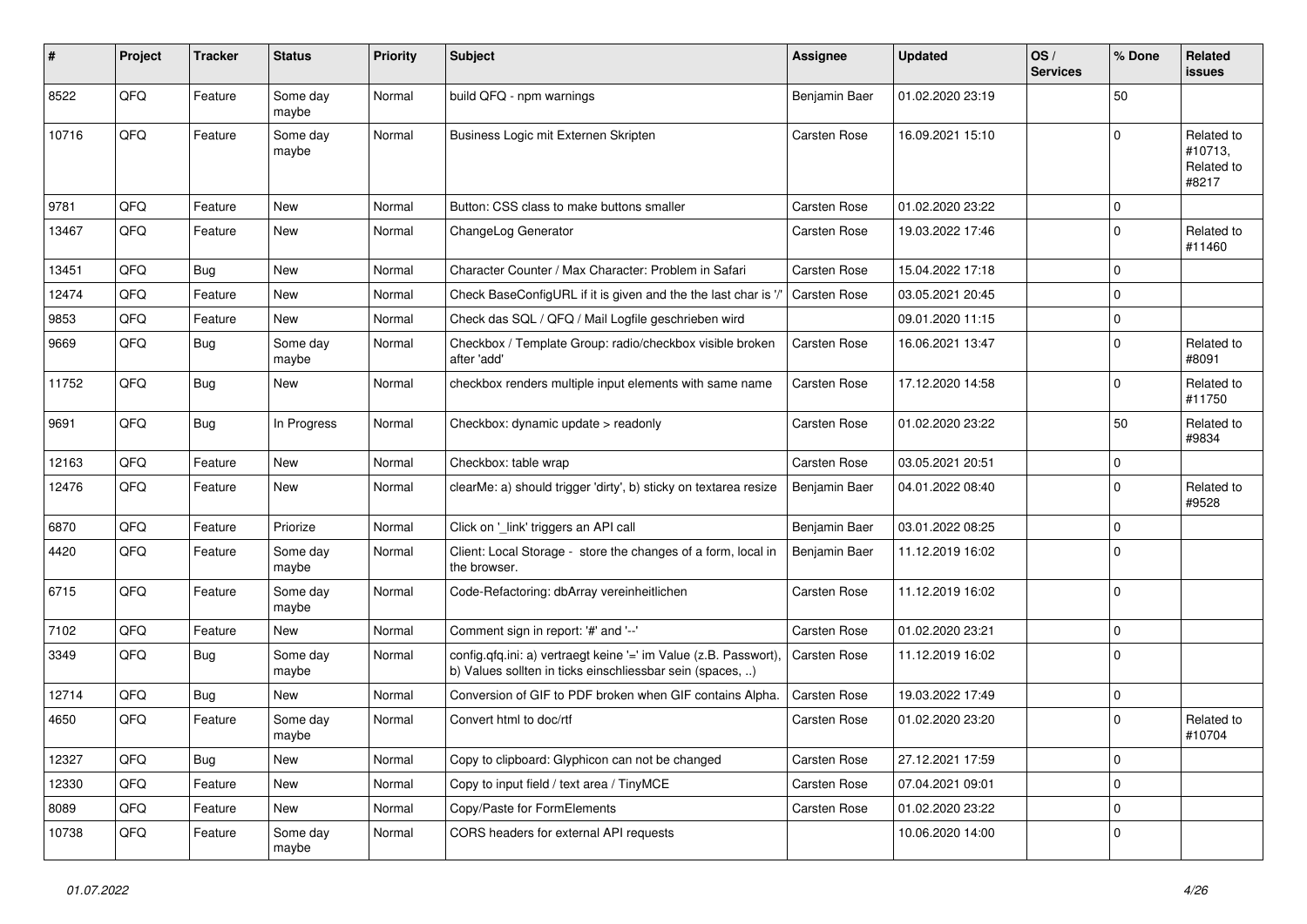| # | Project | Tracker | Status | Priority | Subject | Assignee | Updated | OS / Services | % Done | Related issues |
|---|---|---|---|---|---|---|---|---|---|---|
| 8522 | QFQ | Feature | Some day maybe | Normal | build QFQ - npm warnings | Benjamin Baer | 01.02.2020 23:19 | | 50 | |
| 10716 | QFQ | Feature | Some day maybe | Normal | Business Logic mit Externen Skripten | Carsten Rose | 16.09.2021 15:10 | | 0 | Related to #10713, Related to #8217 |
| 9781 | QFQ | Feature | New | Normal | Button: CSS class to make buttons smaller | Carsten Rose | 01.02.2020 23:22 | | 0 | |
| 13467 | QFQ | Feature | New | Normal | ChangeLog Generator | Carsten Rose | 19.03.2022 17:46 | | 0 | Related to #11460 |
| 13451 | QFQ | Bug | New | Normal | Character Counter / Max Character: Problem in Safari | Carsten Rose | 15.04.2022 17:18 | | 0 | |
| 12474 | QFQ | Feature | New | Normal | Check BaseConfigURL if it is given and the the last char is '/' | Carsten Rose | 03.05.2021 20:45 | | 0 | |
| 9853 | QFQ | Feature | New | Normal | Check das SQL / QFQ / Mail Logfile geschrieben wird | | 09.01.2020 11:15 | | 0 | |
| 9669 | QFQ | Bug | Some day maybe | Normal | Checkbox / Template Group: radio/checkbox visible broken after 'add' | Carsten Rose | 16.06.2021 13:47 | | 0 | Related to #8091 |
| 11752 | QFQ | Bug | New | Normal | checkbox renders multiple input elements with same name | Carsten Rose | 17.12.2020 14:58 | | 0 | Related to #11750 |
| 9691 | QFQ | Bug | In Progress | Normal | Checkbox: dynamic update > readonly | Carsten Rose | 01.02.2020 23:22 | | 50 | Related to #9834 |
| 12163 | QFQ | Feature | New | Normal | Checkbox: table wrap | Carsten Rose | 03.05.2021 20:51 | | 0 | |
| 12476 | QFQ | Feature | New | Normal | clearMe: a) should trigger 'dirty', b) sticky on textarea resize | Benjamin Baer | 04.01.2022 08:40 | | 0 | Related to #9528 |
| 6870 | QFQ | Feature | Priorize | Normal | Click on '_link' triggers an API call | Benjamin Baer | 03.01.2022 08:25 | | 0 | |
| 4420 | QFQ | Feature | Some day maybe | Normal | Client: Local Storage - store the changes of a form, local in the browser. | Benjamin Baer | 11.12.2019 16:02 | | 0 | |
| 6715 | QFQ | Feature | Some day maybe | Normal | Code-Refactoring: dbArray vereinheitlichen | Carsten Rose | 11.12.2019 16:02 | | 0 | |
| 7102 | QFQ | Feature | New | Normal | Comment sign in report: '#' and '--' | Carsten Rose | 01.02.2020 23:21 | | 0 | |
| 3349 | QFQ | Bug | Some day maybe | Normal | config.qfq.ini: a) vertraegt keine '=' im Value (z.B. Passwort), b) Values sollten in ticks einschliessbar sein (spaces, ..) | Carsten Rose | 11.12.2019 16:02 | | 0 | |
| 12714 | QFQ | Bug | New | Normal | Conversion of GIF to PDF broken when GIF contains Alpha. | Carsten Rose | 19.03.2022 17:49 | | 0 | |
| 4650 | QFQ | Feature | Some day maybe | Normal | Convert html to doc/rtf | Carsten Rose | 01.02.2020 23:20 | | 0 | Related to #10704 |
| 12327 | QFQ | Bug | New | Normal | Copy to clipboard: Glyphicon can not be changed | Carsten Rose | 27.12.2021 17:59 | | 0 | |
| 12330 | QFQ | Feature | New | Normal | Copy to input field / text area / TinyMCE | Carsten Rose | 07.04.2021 09:01 | | 0 | |
| 8089 | QFQ | Feature | New | Normal | Copy/Paste for FormElements | Carsten Rose | 01.02.2020 23:22 | | 0 | |
| 10738 | QFQ | Feature | Some day maybe | Normal | CORS headers for external API requests | | 10.06.2020 14:00 | | 0 | |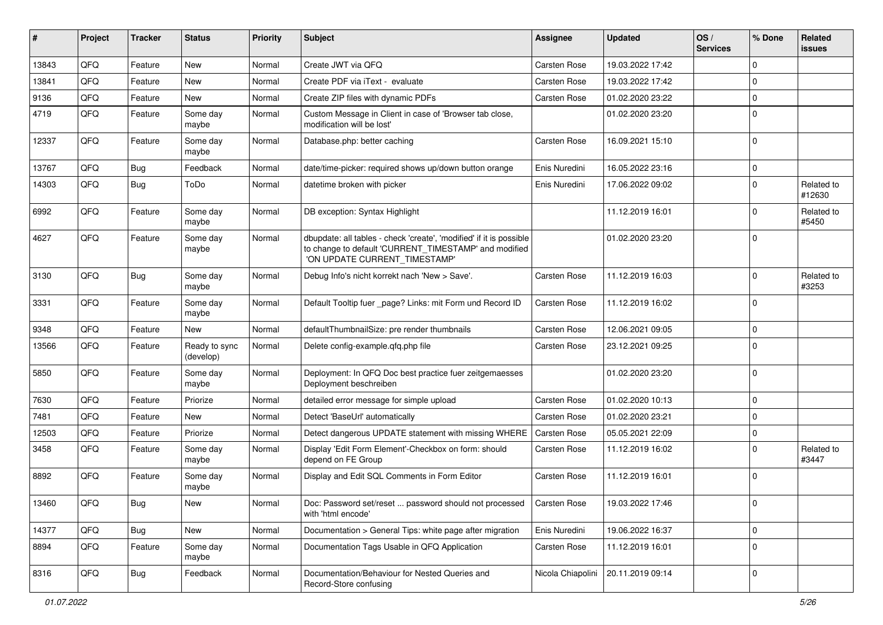| # | Project | Tracker | Status | Priority | Subject | Assignee | Updated | OS / Services | % Done | Related issues |
|---|---|---|---|---|---|---|---|---|---|---|
| 13843 | QFQ | Feature | New | Normal | Create JWT via QFQ | Carsten Rose | 19.03.2022 17:42 | | 0 | |
| 13841 | QFQ | Feature | New | Normal | Create PDF via iText - evaluate | Carsten Rose | 19.03.2022 17:42 | | 0 | |
| 9136 | QFQ | Feature | New | Normal | Create ZIP files with dynamic PDFs | Carsten Rose | 01.02.2020 23:22 | | 0 | |
| 4719 | QFQ | Feature | Some day maybe | Normal | Custom Message in Client in case of 'Browser tab close, modification will be lost' | | 01.02.2020 23:20 | | 0 | |
| 12337 | QFQ | Feature | Some day maybe | Normal | Database.php: better caching | Carsten Rose | 16.09.2021 15:10 | | 0 | |
| 13767 | QFQ | Bug | Feedback | Normal | date/time-picker: required shows up/down button orange | Enis Nuredini | 16.05.2022 23:16 | | 0 | |
| 14303 | QFQ | Bug | ToDo | Normal | datetime broken with picker | Enis Nuredini | 17.06.2022 09:02 | | 0 | Related to #12630 |
| 6992 | QFQ | Feature | Some day maybe | Normal | DB exception: Syntax Highlight | | 11.12.2019 16:01 | | 0 | Related to #5450 |
| 4627 | QFQ | Feature | Some day maybe | Normal | dbupdate: all tables - check 'create', 'modified' if it is possible to change to default 'CURRENT_TIMESTAMP' and modified 'ON UPDATE CURRENT_TIMESTAMP' | | 01.02.2020 23:20 | | 0 | |
| 3130 | QFQ | Bug | Some day maybe | Normal | Debug Info's nicht korrekt nach 'New > Save'. | Carsten Rose | 11.12.2019 16:03 | | 0 | Related to #3253 |
| 3331 | QFQ | Feature | Some day maybe | Normal | Default Tooltip fuer _page? Links: mit Form und Record ID | Carsten Rose | 11.12.2019 16:02 | | 0 | |
| 9348 | QFQ | Feature | New | Normal | defaultThumbnailSize: pre render thumbnails | Carsten Rose | 12.06.2021 09:05 | | 0 | |
| 13566 | QFQ | Feature | Ready to sync (develop) | Normal | Delete config-example.qfq.php file | Carsten Rose | 23.12.2021 09:25 | | 0 | |
| 5850 | QFQ | Feature | Some day maybe | Normal | Deployment: In QFQ Doc best practice fuer zeitgemaesses Deployment beschreiben | | 01.02.2020 23:20 | | 0 | |
| 7630 | QFQ | Feature | Priorize | Normal | detailed error message for simple upload | Carsten Rose | 01.02.2020 10:13 | | 0 | |
| 7481 | QFQ | Feature | New | Normal | Detect 'BaseUrl' automatically | Carsten Rose | 01.02.2020 23:21 | | 0 | |
| 12503 | QFQ | Feature | Priorize | Normal | Detect dangerous UPDATE statement with missing WHERE | Carsten Rose | 05.05.2021 22:09 | | 0 | |
| 3458 | QFQ | Feature | Some day maybe | Normal | Display 'Edit Form Element'-Checkbox on form: should depend on FE Group | Carsten Rose | 11.12.2019 16:02 | | 0 | Related to #3447 |
| 8892 | QFQ | Feature | Some day maybe | Normal | Display and Edit SQL Comments in Form Editor | Carsten Rose | 11.12.2019 16:01 | | 0 | |
| 13460 | QFQ | Bug | New | Normal | Doc: Password set/reset ... password should not processed with 'html encode' | Carsten Rose | 19.03.2022 17:46 | | 0 | |
| 14377 | QFQ | Bug | New | Normal | Documentation > General Tips: white page after migration | Enis Nuredini | 19.06.2022 16:37 | | 0 | |
| 8894 | QFQ | Feature | Some day maybe | Normal | Documentation Tags Usable in QFQ Application | Carsten Rose | 11.12.2019 16:01 | | 0 | |
| 8316 | QFQ | Bug | Feedback | Normal | Documentation/Behaviour for Nested Queries and Record-Store confusing | Nicola Chiapolini | 20.11.2019 09:14 | | 0 | |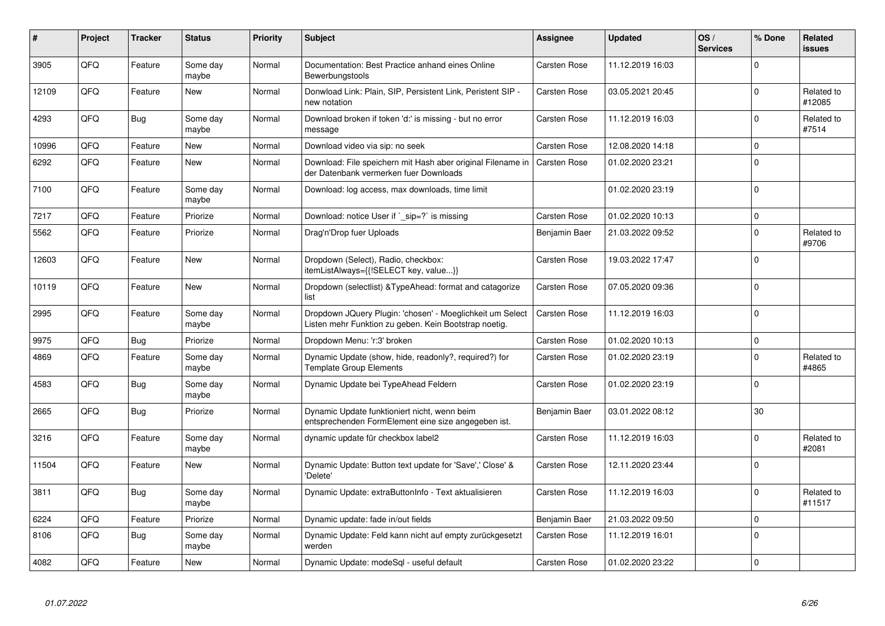| # | Project | Tracker | Status | Priority | Subject | Assignee | Updated | OS / Services | % Done | Related issues |
|---|---|---|---|---|---|---|---|---|---|---|
| 3905 | QFQ | Feature | Some day maybe | Normal | Documentation: Best Practice anhand eines Online Bewerbungstools | Carsten Rose | 11.12.2019 16:03 | | 0 | |
| 12109 | QFQ | Feature | New | Normal | Donwload Link: Plain, SIP, Persistent Link, Peristent SIP - new notation | Carsten Rose | 03.05.2021 20:45 | | 0 | Related to #12085 |
| 4293 | QFQ | Bug | Some day maybe | Normal | Download broken if token 'd:' is missing - but no error message | Carsten Rose | 11.12.2019 16:03 | | 0 | Related to #7514 |
| 10996 | QFQ | Feature | New | Normal | Download video via sip: no seek | Carsten Rose | 12.08.2020 14:18 | | 0 | |
| 6292 | QFQ | Feature | New | Normal | Download: File speichern mit Hash aber original Filename in der Datenbank vermerken fuer Downloads | Carsten Rose | 01.02.2020 23:21 | | 0 | |
| 7100 | QFQ | Feature | Some day maybe | Normal | Download: log access, max downloads, time limit | | 01.02.2020 23:19 | | 0 | |
| 7217 | QFQ | Feature | Priorize | Normal | Download: notice User if `_sip=?` is missing | Carsten Rose | 01.02.2020 10:13 | | 0 | |
| 5562 | QFQ | Feature | Priorize | Normal | Drag'n'Drop fuer Uploads | Benjamin Baer | 21.03.2022 09:52 | | 0 | Related to #9706 |
| 12603 | QFQ | Feature | New | Normal | Dropdown (Select), Radio, checkbox: itemListAlways={{!SELECT key, value...}} | Carsten Rose | 19.03.2022 17:47 | | 0 | |
| 10119 | QFQ | Feature | New | Normal | Dropdown (selectlist) &TypeAhead: format and catagorize list | Carsten Rose | 07.05.2020 09:36 | | 0 | |
| 2995 | QFQ | Feature | Some day maybe | Normal | Dropdown JQuery Plugin: 'chosen' - Moeglichkeit um Select Listen mehr Funktion zu geben. Kein Bootstrap noetig. | Carsten Rose | 11.12.2019 16:03 | | 0 | |
| 9975 | QFQ | Bug | Priorize | Normal | Dropdown Menu: 'r:3' broken | Carsten Rose | 01.02.2020 10:13 | | 0 | |
| 4869 | QFQ | Feature | Some day maybe | Normal | Dynamic Update (show, hide, readonly?, required?) for Template Group Elements | Carsten Rose | 01.02.2020 23:19 | | 0 | Related to #4865 |
| 4583 | QFQ | Bug | Some day maybe | Normal | Dynamic Update bei TypeAhead Feldern | Carsten Rose | 01.02.2020 23:19 | | 0 | |
| 2665 | QFQ | Bug | Priorize | Normal | Dynamic Update funktioniert nicht, wenn beim entsprechenden FormElement eine size angegeben ist. | Benjamin Baer | 03.01.2022 08:12 | | 30 | |
| 3216 | QFQ | Feature | Some day maybe | Normal | dynamic update für checkbox label2 | Carsten Rose | 11.12.2019 16:03 | | 0 | Related to #2081 |
| 11504 | QFQ | Feature | New | Normal | Dynamic Update: Button text update for 'Save',' Close' & 'Delete' | Carsten Rose | 12.11.2020 23:44 | | 0 | |
| 3811 | QFQ | Bug | Some day maybe | Normal | Dynamic Update: extraButtonInfo - Text aktualisieren | Carsten Rose | 11.12.2019 16:03 | | 0 | Related to #11517 |
| 6224 | QFQ | Feature | Priorize | Normal | Dynamic update: fade in/out fields | Benjamin Baer | 21.03.2022 09:50 | | 0 | |
| 8106 | QFQ | Bug | Some day maybe | Normal | Dynamic Update: Feld kann nicht auf empty zurückgesetzt werden | Carsten Rose | 11.12.2019 16:01 | | 0 | |
| 4082 | QFQ | Feature | New | Normal | Dynamic Update: modeSql - useful default | Carsten Rose | 01.02.2020 23:22 | | 0 | |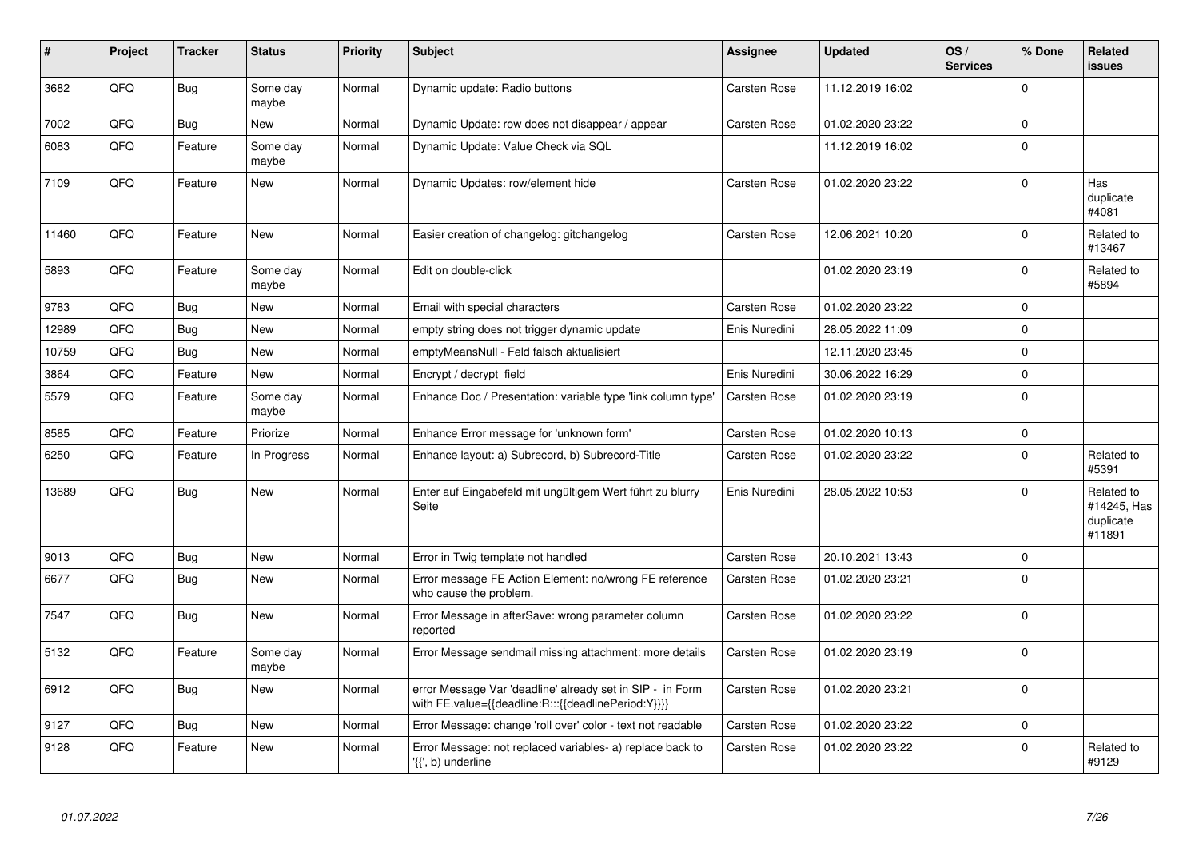| # | Project | Tracker | Status | Priority | Subject | Assignee | Updated | OS / Services | % Done | Related issues |
|---|---|---|---|---|---|---|---|---|---|---|
| 3682 | QFQ | Bug | Some day maybe | Normal | Dynamic update: Radio buttons | Carsten Rose | 11.12.2019 16:02 | | 0 | |
| 7002 | QFQ | Bug | New | Normal | Dynamic Update: row does not disappear / appear | Carsten Rose | 01.02.2020 23:22 | | 0 | |
| 6083 | QFQ | Feature | Some day maybe | Normal | Dynamic Update: Value Check via SQL | | 11.12.2019 16:02 | | 0 | |
| 7109 | QFQ | Feature | New | Normal | Dynamic Updates: row/element hide | Carsten Rose | 01.02.2020 23:22 | | 0 | Has duplicate #4081 |
| 11460 | QFQ | Feature | New | Normal | Easier creation of changelog: gitchangelog | Carsten Rose | 12.06.2021 10:20 | | 0 | Related to #13467 |
| 5893 | QFQ | Feature | Some day maybe | Normal | Edit on double-click | | 01.02.2020 23:19 | | 0 | Related to #5894 |
| 9783 | QFQ | Bug | New | Normal | Email with special characters | Carsten Rose | 01.02.2020 23:22 | | 0 | |
| 12989 | QFQ | Bug | New | Normal | empty string does not trigger dynamic update | Enis Nuredini | 28.05.2022 11:09 | | 0 | |
| 10759 | QFQ | Bug | New | Normal | emptyMeansNull - Feld falsch aktualisiert | | 12.11.2020 23:45 | | 0 | |
| 3864 | QFQ | Feature | New | Normal | Encrypt / decrypt field | Enis Nuredini | 30.06.2022 16:29 | | 0 | |
| 5579 | QFQ | Feature | Some day maybe | Normal | Enhance Doc / Presentation: variable type 'link column type' | Carsten Rose | 01.02.2020 23:19 | | 0 | |
| 8585 | QFQ | Feature | Priorize | Normal | Enhance Error message for 'unknown form' | Carsten Rose | 01.02.2020 10:13 | | 0 | |
| 6250 | QFQ | Feature | In Progress | Normal | Enhance layout: a) Subrecord, b) Subrecord-Title | Carsten Rose | 01.02.2020 23:22 | | 0 | Related to #5391 |
| 13689 | QFQ | Bug | New | Normal | Enter auf Eingabefeld mit ungültigem Wert führt zu blurry Seite | Enis Nuredini | 28.05.2022 10:53 | | 0 | Related to #14245, Has duplicate #11891 |
| 9013 | QFQ | Bug | New | Normal | Error in Twig template not handled | Carsten Rose | 20.10.2021 13:43 | | 0 | |
| 6677 | QFQ | Bug | New | Normal | Error message FE Action Element: no/wrong FE reference who cause the problem. | Carsten Rose | 01.02.2020 23:21 | | 0 | |
| 7547 | QFQ | Bug | New | Normal | Error Message in afterSave: wrong parameter column reported | Carsten Rose | 01.02.2020 23:22 | | 0 | |
| 5132 | QFQ | Feature | Some day maybe | Normal | Error Message sendmail missing attachment: more details | Carsten Rose | 01.02.2020 23:19 | | 0 | |
| 6912 | QFQ | Bug | New | Normal | error Message Var 'deadline' already set in SIP - in Form with FE.value={{deadline:R:::{{deadlinePeriod:Y}}}} | Carsten Rose | 01.02.2020 23:21 | | 0 | |
| 9127 | QFQ | Bug | New | Normal | Error Message: change 'roll over' color - text not readable | Carsten Rose | 01.02.2020 23:22 | | 0 | |
| 9128 | QFQ | Feature | New | Normal | Error Message: not replaced variables- a) replace back to '{{', b) underline | Carsten Rose | 01.02.2020 23:22 | | 0 | Related to #9129 |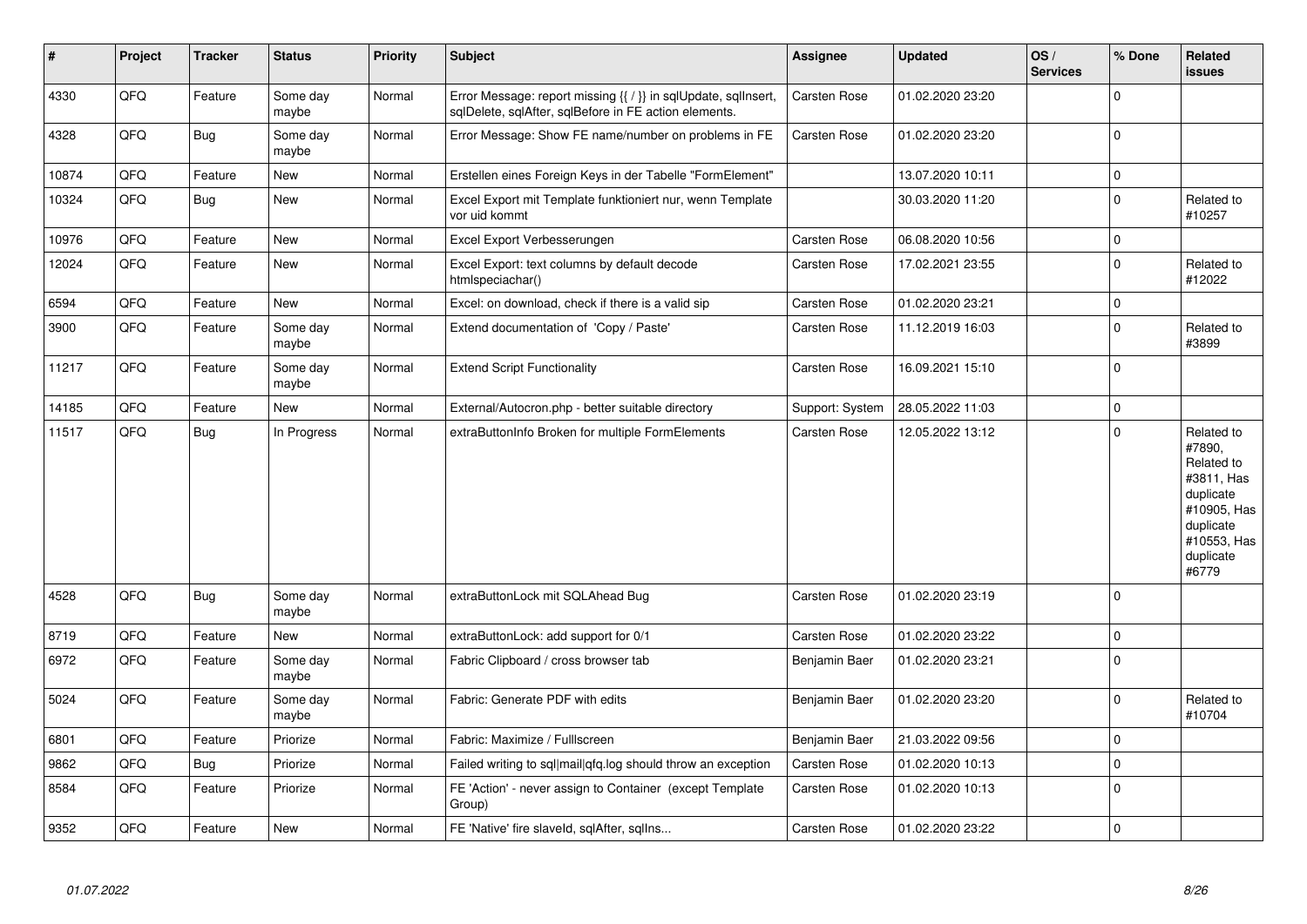| # | Project | Tracker | Status | Priority | Subject | Assignee | Updated | OS / Services | % Done | Related issues |
|---|---|---|---|---|---|---|---|---|---|---|
| 4330 | QFQ | Feature | Some day maybe | Normal | Error Message: report missing {{ / }} in sqlUpdate, sqlInsert, sqlDelete, sqlAfter, sqlBefore in FE action elements. | Carsten Rose | 01.02.2020 23:20 | | 0 | |
| 4328 | QFQ | Bug | Some day maybe | Normal | Error Message: Show FE name/number on problems in FE | Carsten Rose | 01.02.2020 23:20 | | 0 | |
| 10874 | QFQ | Feature | New | Normal | Erstellen eines Foreign Keys in der Tabelle "FormElement" | | 13.07.2020 10:11 | | 0 | |
| 10324 | QFQ | Bug | New | Normal | Excel Export mit Template funktioniert nur, wenn Template vor uid kommt | | 30.03.2020 11:20 | | 0 | Related to #10257 |
| 10976 | QFQ | Feature | New | Normal | Excel Export Verbesserungen | Carsten Rose | 06.08.2020 10:56 | | 0 | |
| 12024 | QFQ | Feature | New | Normal | Excel Export: text columns by default decode htmlspeciachar() | Carsten Rose | 17.02.2021 23:55 | | 0 | Related to #12022 |
| 6594 | QFQ | Feature | New | Normal | Excel: on download, check if there is a valid sip | Carsten Rose | 01.02.2020 23:21 | | 0 | |
| 3900 | QFQ | Feature | Some day maybe | Normal | Extend documentation of 'Copy / Paste' | Carsten Rose | 11.12.2019 16:03 | | 0 | Related to #3899 |
| 11217 | QFQ | Feature | Some day maybe | Normal | Extend Script Functionality | Carsten Rose | 16.09.2021 15:10 | | 0 | |
| 14185 | QFQ | Feature | New | Normal | External/Autocron.php - better suitable directory | Support: System | 28.05.2022 11:03 | | 0 | |
| 11517 | QFQ | Bug | In Progress | Normal | extraButtonInfo Broken for multiple FormElements | Carsten Rose | 12.05.2022 13:12 | | 0 | Related to #7890, Related to #3811, Has duplicate #10905, Has duplicate #10553, Has duplicate #6779 |
| 4528 | QFQ | Bug | Some day maybe | Normal | extraButtonLock mit SQLAhead Bug | Carsten Rose | 01.02.2020 23:19 | | 0 | |
| 8719 | QFQ | Feature | New | Normal | extraButtonLock: add support for 0/1 | Carsten Rose | 01.02.2020 23:22 | | 0 | |
| 6972 | QFQ | Feature | Some day maybe | Normal | Fabric Clipboard / cross browser tab | Benjamin Baer | 01.02.2020 23:21 | | 0 | |
| 5024 | QFQ | Feature | Some day maybe | Normal | Fabric: Generate PDF with edits | Benjamin Baer | 01.02.2020 23:20 | | 0 | Related to #10704 |
| 6801 | QFQ | Feature | Priorize | Normal | Fabric: Maximize / Fulllscreen | Benjamin Baer | 21.03.2022 09:56 | | 0 | |
| 9862 | QFQ | Bug | Priorize | Normal | Failed writing to sql\|mail\|qfq.log should throw an exception | Carsten Rose | 01.02.2020 10:13 | | 0 | |
| 8584 | QFQ | Feature | Priorize | Normal | FE 'Action' - never assign to Container (except Template Group) | Carsten Rose | 01.02.2020 10:13 | | 0 | |
| 9352 | QFQ | Feature | New | Normal | FE 'Native' fire slaveld, sqlAfter, sqlIns... | Carsten Rose | 01.02.2020 23:22 | | 0 | |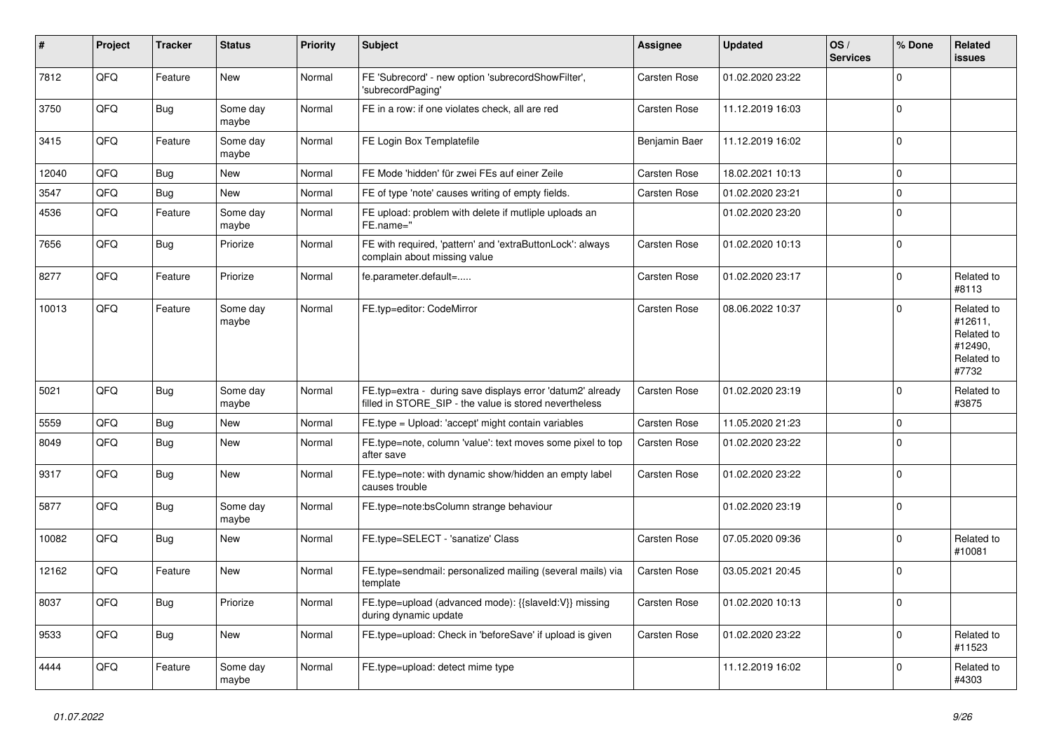| # | Project | Tracker | Status | Priority | Subject | Assignee | Updated | OS / Services | % Done | Related issues |
|---|---|---|---|---|---|---|---|---|---|---|
| 7812 | QFQ | Feature | New | Normal | FE 'Subrecord' - new option 'subrecordShowFilter', 'subrecordPaging' | Carsten Rose | 01.02.2020 23:22 | | 0 | |
| 3750 | QFQ | Bug | Some day maybe | Normal | FE in a row: if one violates check, all are red | Carsten Rose | 11.12.2019 16:03 | | 0 | |
| 3415 | QFQ | Feature | Some day maybe | Normal | FE Login Box Templatefile | Benjamin Baer | 11.12.2019 16:02 | | 0 | |
| 12040 | QFQ | Bug | New | Normal | FE Mode 'hidden' für zwei FEs auf einer Zeile | Carsten Rose | 18.02.2021 10:13 | | 0 | |
| 3547 | QFQ | Bug | New | Normal | FE of type 'note' causes writing of empty fields. | Carsten Rose | 01.02.2020 23:21 | | 0 | |
| 4536 | QFQ | Feature | Some day maybe | Normal | FE upload: problem with delete if mutliple uploads an FE.name=" | | 01.02.2020 23:20 | | 0 | |
| 7656 | QFQ | Bug | Priorize | Normal | FE with required, 'pattern' and 'extraButtonLock': always complain about missing value | Carsten Rose | 01.02.2020 10:13 | | 0 | |
| 8277 | QFQ | Feature | Priorize | Normal | fe.parameter.default=..... | Carsten Rose | 01.02.2020 23:17 | | 0 | Related to #8113 |
| 10013 | QFQ | Feature | Some day maybe | Normal | FE.typ=editor: CodeMirror | Carsten Rose | 08.06.2022 10:37 | | 0 | Related to #12611, Related to #12490, Related to #7732 |
| 5021 | QFQ | Bug | Some day maybe | Normal | FE.typ=extra - during save displays error 'datum2' already filled in STORE_SIP - the value is stored nevertheless | Carsten Rose | 01.02.2020 23:19 | | 0 | Related to #3875 |
| 5559 | QFQ | Bug | New | Normal | FE.type = Upload: 'accept' might contain variables | Carsten Rose | 11.05.2020 21:23 | | 0 | |
| 8049 | QFQ | Bug | New | Normal | FE.type=note, column 'value': text moves some pixel to top after save | Carsten Rose | 01.02.2020 23:22 | | 0 | |
| 9317 | QFQ | Bug | New | Normal | FE.type=note: with dynamic show/hidden an empty label causes trouble | Carsten Rose | 01.02.2020 23:22 | | 0 | |
| 5877 | QFQ | Bug | Some day maybe | Normal | FE.type=note:bsColumn strange behaviour | | 01.02.2020 23:19 | | 0 | |
| 10082 | QFQ | Bug | New | Normal | FE.type=SELECT - 'sanatize' Class | Carsten Rose | 07.05.2020 09:36 | | 0 | Related to #10081 |
| 12162 | QFQ | Feature | New | Normal | FE.type=sendmail: personalized mailing (several mails) via template | Carsten Rose | 03.05.2021 20:45 | | 0 | |
| 8037 | QFQ | Bug | Priorize | Normal | FE.type=upload (advanced mode): {{slaveId:V}} missing during dynamic update | Carsten Rose | 01.02.2020 10:13 | | 0 | |
| 9533 | QFQ | Bug | New | Normal | FE.type=upload: Check in 'beforeSave' if upload is given | Carsten Rose | 01.02.2020 23:22 | | 0 | Related to #11523 |
| 4444 | QFQ | Feature | Some day maybe | Normal | FE.type=upload: detect mime type | | 11.12.2019 16:02 | | 0 | Related to #4303 |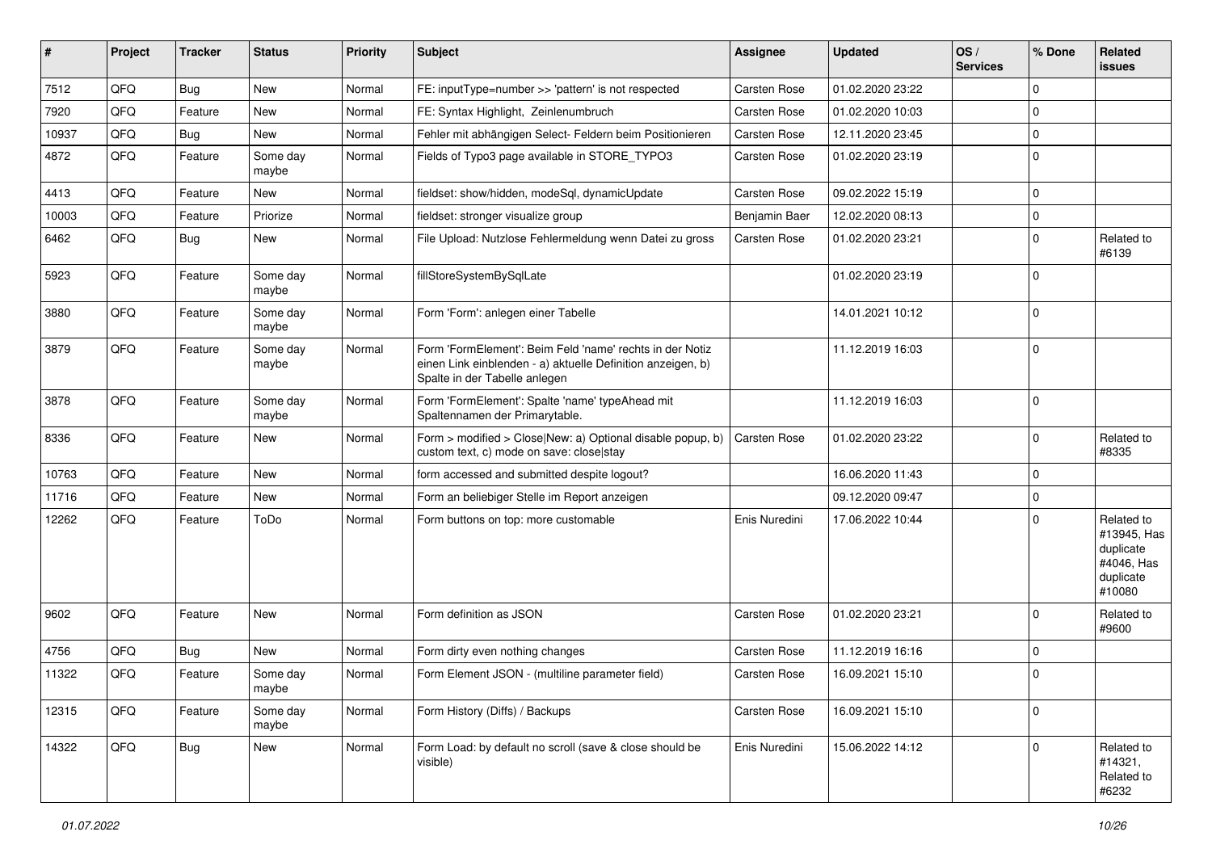| # | Project | Tracker | Status | Priority | Subject | Assignee | Updated | OS / Services | % Done | Related issues |
|---|---|---|---|---|---|---|---|---|---|---|
| 7512 | QFQ | Bug | New | Normal | FE: inputType=number >> 'pattern' is not respected | Carsten Rose | 01.02.2020 23:22 | | 0 | |
| 7920 | QFQ | Feature | New | Normal | FE: Syntax Highlight, Zeinlenumbruch | Carsten Rose | 01.02.2020 10:03 | | 0 | |
| 10937 | QFQ | Bug | New | Normal | Fehler mit abhängigen Select- Feldern beim Positionieren | Carsten Rose | 12.11.2020 23:45 | | 0 | |
| 4872 | QFQ | Feature | Some day maybe | Normal | Fields of Typo3 page available in STORE_TYPO3 | Carsten Rose | 01.02.2020 23:19 | | 0 | |
| 4413 | QFQ | Feature | New | Normal | fieldset: show/hidden, modeSql, dynamicUpdate | Carsten Rose | 09.02.2022 15:19 | | 0 | |
| 10003 | QFQ | Feature | Priorize | Normal | fieldset: stronger visualize group | Benjamin Baer | 12.02.2020 08:13 | | 0 | |
| 6462 | QFQ | Bug | New | Normal | File Upload: Nutzlose Fehlermeldung wenn Datei zu gross | Carsten Rose | 01.02.2020 23:21 | | 0 | Related to #6139 |
| 5923 | QFQ | Feature | Some day maybe | Normal | fillStoreSystemBySqlLate | | 01.02.2020 23:19 | | 0 | |
| 3880 | QFQ | Feature | Some day maybe | Normal | Form 'Form': anlegen einer Tabelle | | 14.01.2021 10:12 | | 0 | |
| 3879 | QFQ | Feature | Some day maybe | Normal | Form 'FormElement': Beim Feld 'name' rechts in der Notiz einen Link einblenden - a) aktuelle Definition anzeigen, b) Spalte in der Tabelle anlegen | | 11.12.2019 16:03 | | 0 | |
| 3878 | QFQ | Feature | Some day maybe | Normal | Form 'FormElement': Spalte 'name' typeAhead mit Spaltennamen der Primarytable. | | 11.12.2019 16:03 | | 0 | |
| 8336 | QFQ | Feature | New | Normal | Form > modified > Close\|New: a) Optional disable popup, b) custom text, c) mode on save: close\|stay | Carsten Rose | 01.02.2020 23:22 | | 0 | Related to #8335 |
| 10763 | QFQ | Feature | New | Normal | form accessed and submitted despite logout? | | 16.06.2020 11:43 | | 0 | |
| 11716 | QFQ | Feature | New | Normal | Form an beliebiger Stelle im Report anzeigen | | 09.12.2020 09:47 | | 0 | |
| 12262 | QFQ | Feature | ToDo | Normal | Form buttons on top: more customable | Enis Nuredini | 17.06.2022 10:44 | | 0 | Related to #13945, Has duplicate #4046, Has duplicate #10080 |
| 9602 | QFQ | Feature | New | Normal | Form definition as JSON | Carsten Rose | 01.02.2020 23:21 | | 0 | Related to #9600 |
| 4756 | QFQ | Bug | New | Normal | Form dirty even nothing changes | Carsten Rose | 11.12.2019 16:16 | | 0 | |
| 11322 | QFQ | Feature | Some day maybe | Normal | Form Element JSON - (multiline parameter field) | Carsten Rose | 16.09.2021 15:10 | | 0 | |
| 12315 | QFQ | Feature | Some day maybe | Normal | Form History (Diffs) / Backups | Carsten Rose | 16.09.2021 15:10 | | 0 | |
| 14322 | QFQ | Bug | New | Normal | Form Load: by default no scroll (save & close should be visible) | Enis Nuredini | 15.06.2022 14:12 | | 0 | Related to #14321, Related to #6232 |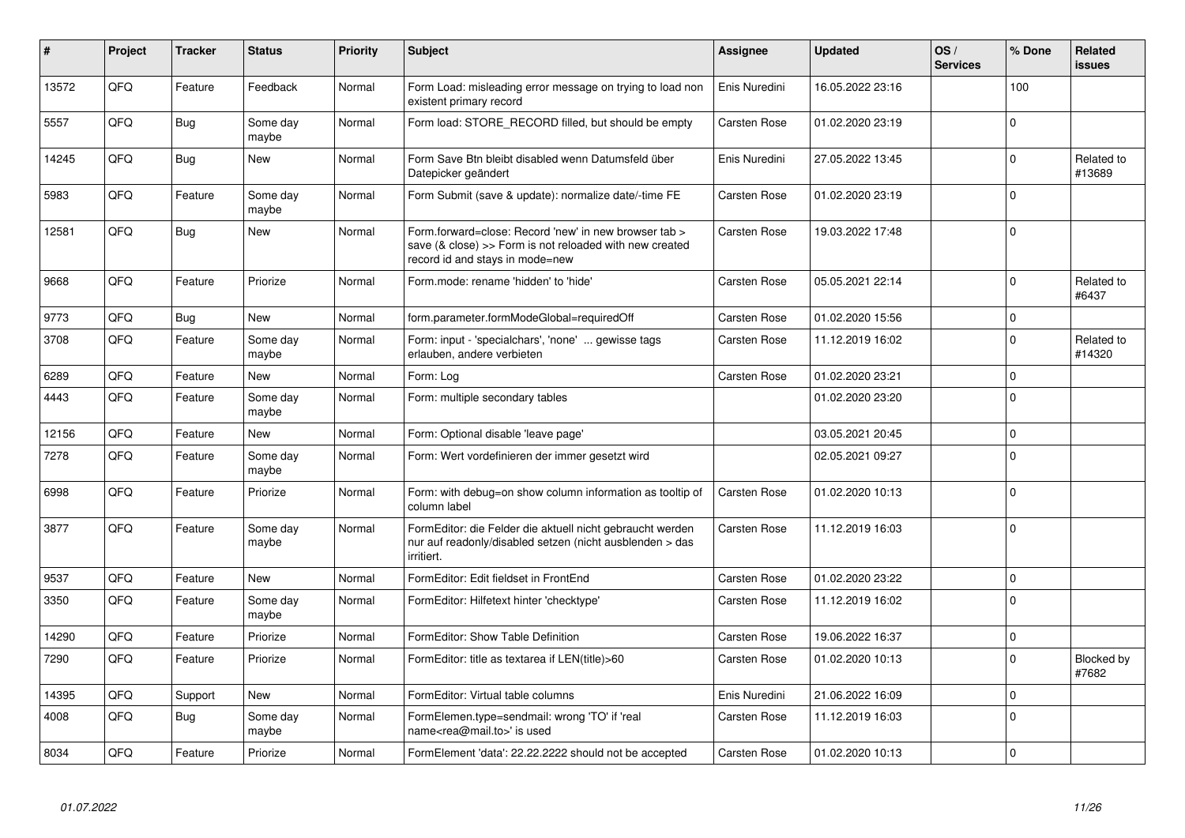| # | Project | Tracker | Status | Priority | Subject | Assignee | Updated | OS / Services | % Done | Related issues |
|---|---|---|---|---|---|---|---|---|---|---|
| 13572 | QFQ | Feature | Feedback | Normal | Form Load: misleading error message on trying to load non existent primary record | Enis Nuredini | 16.05.2022 23:16 | | 100 | |
| 5557 | QFQ | Bug | Some day maybe | Normal | Form load: STORE_RECORD filled, but should be empty | Carsten Rose | 01.02.2020 23:19 | | 0 | |
| 14245 | QFQ | Bug | New | Normal | Form Save Btn bleibt disabled wenn Datumsfeld über Datepicker geändert | Enis Nuredini | 27.05.2022 13:45 | | 0 | Related to #13689 |
| 5983 | QFQ | Feature | Some day maybe | Normal | Form Submit (save & update): normalize date/-time FE | Carsten Rose | 01.02.2020 23:19 | | 0 | |
| 12581 | QFQ | Bug | New | Normal | Form.forward=close: Record 'new' in new browser tab > save (& close) >> Form is not reloaded with new created record id and stays in mode=new | Carsten Rose | 19.03.2022 17:48 | | 0 | |
| 9668 | QFQ | Feature | Priorize | Normal | Form.mode: rename 'hidden' to 'hide' | Carsten Rose | 05.05.2021 22:14 | | 0 | Related to #6437 |
| 9773 | QFQ | Bug | New | Normal | form.parameter.formModeGlobal=requiredOff | Carsten Rose | 01.02.2020 15:56 | | 0 | |
| 3708 | QFQ | Feature | Some day maybe | Normal | Form: input - 'specialchars', 'none' ... gewisse tags erlauben, andere verbieten | Carsten Rose | 11.12.2019 16:02 | | 0 | Related to #14320 |
| 6289 | QFQ | Feature | New | Normal | Form: Log | Carsten Rose | 01.02.2020 23:21 | | 0 | |
| 4443 | QFQ | Feature | Some day maybe | Normal | Form: multiple secondary tables | | 01.02.2020 23:20 | | 0 | |
| 12156 | QFQ | Feature | New | Normal | Form: Optional disable 'leave page' | | 03.05.2021 20:45 | | 0 | |
| 7278 | QFQ | Feature | Some day maybe | Normal | Form: Wert vordefinieren der immer gesetzt wird | | 02.05.2021 09:27 | | 0 | |
| 6998 | QFQ | Feature | Priorize | Normal | Form: with debug=on show column information as tooltip of column label | Carsten Rose | 01.02.2020 10:13 | | 0 | |
| 3877 | QFQ | Feature | Some day maybe | Normal | FormEditor: die Felder die aktuell nicht gebraucht werden nur auf readonly/disabled setzen (nicht ausblenden > das irritiert. | Carsten Rose | 11.12.2019 16:03 | | 0 | |
| 9537 | QFQ | Feature | New | Normal | FormEditor: Edit fieldset in FrontEnd | Carsten Rose | 01.02.2020 23:22 | | 0 | |
| 3350 | QFQ | Feature | Some day maybe | Normal | FormEditor: Hilfetext hinter 'checktype' | Carsten Rose | 11.12.2019 16:02 | | 0 | |
| 14290 | QFQ | Feature | Priorize | Normal | FormEditor: Show Table Definition | Carsten Rose | 19.06.2022 16:37 | | 0 | |
| 7290 | QFQ | Feature | Priorize | Normal | FormEditor: title as textarea if LEN(title)>60 | Carsten Rose | 01.02.2020 10:13 | | 0 | Blocked by #7682 |
| 14395 | QFQ | Support | New | Normal | FormEditor: Virtual table columns | Enis Nuredini | 21.06.2022 16:09 | | 0 | |
| 4008 | QFQ | Bug | Some day maybe | Normal | FormElemen.type=sendmail: wrong 'TO' if 'real name<rea@mail.to>' is used | Carsten Rose | 11.12.2019 16:03 | | 0 | |
| 8034 | QFQ | Feature | Priorize | Normal | FormElement 'data': 22.22.2222 should not be accepted | Carsten Rose | 01.02.2020 10:13 | | 0 | |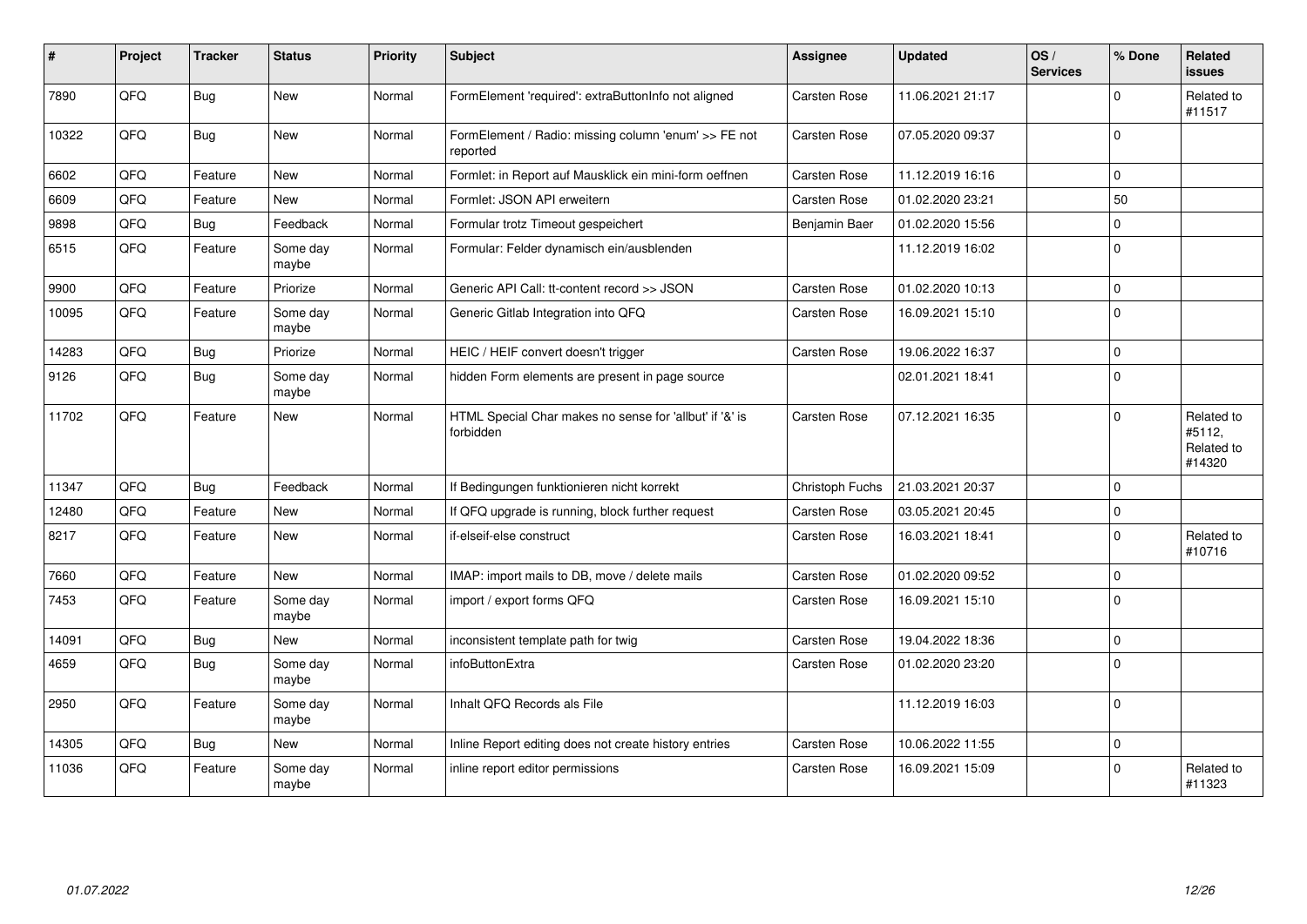| # | Project | Tracker | Status | Priority | Subject | Assignee | Updated | OS / Services | % Done | Related issues |
|---|---|---|---|---|---|---|---|---|---|---|
| 7890 | QFQ | Bug | New | Normal | FormElement 'required': extraButtonInfo not aligned | Carsten Rose | 11.06.2021 21:17 | | 0 | Related to #11517 |
| 10322 | QFQ | Bug | New | Normal | FormElement / Radio: missing column 'enum' >> FE not reported | Carsten Rose | 07.05.2020 09:37 | | 0 | |
| 6602 | QFQ | Feature | New | Normal | Formlet: in Report auf Mausklick ein mini-form oeffnen | Carsten Rose | 11.12.2019 16:16 | | 0 | |
| 6609 | QFQ | Feature | New | Normal | Formlet: JSON API erweitern | Carsten Rose | 01.02.2020 23:21 | | 50 | |
| 9898 | QFQ | Bug | Feedback | Normal | Formular trotz Timeout gespeichert | Benjamin Baer | 01.02.2020 15:56 | | 0 | |
| 6515 | QFQ | Feature | Some day maybe | Normal | Formular: Felder dynamisch ein/ausblenden | | 11.12.2019 16:02 | | 0 | |
| 9900 | QFQ | Feature | Priorize | Normal | Generic API Call: tt-content record >> JSON | Carsten Rose | 01.02.2020 10:13 | | 0 | |
| 10095 | QFQ | Feature | Some day maybe | Normal | Generic Gitlab Integration into QFQ | Carsten Rose | 16.09.2021 15:10 | | 0 | |
| 14283 | QFQ | Bug | Priorize | Normal | HEIC / HEIF convert doesn't trigger | Carsten Rose | 19.06.2022 16:37 | | 0 | |
| 9126 | QFQ | Bug | Some day maybe | Normal | hidden Form elements are present in page source | | 02.01.2021 18:41 | | 0 | |
| 11702 | QFQ | Feature | New | Normal | HTML Special Char makes no sense for 'allbut' if '&' is forbidden | Carsten Rose | 07.12.2021 16:35 | | 0 | Related to #5112, Related to #14320 |
| 11347 | QFQ | Bug | Feedback | Normal | If Bedingungen funktionieren nicht korrekt | Christoph Fuchs | 21.03.2021 20:37 | | 0 | |
| 12480 | QFQ | Feature | New | Normal | If QFQ upgrade is running, block further request | Carsten Rose | 03.05.2021 20:45 | | 0 | |
| 8217 | QFQ | Feature | New | Normal | if-elseif-else construct | Carsten Rose | 16.03.2021 18:41 | | 0 | Related to #10716 |
| 7660 | QFQ | Feature | New | Normal | IMAP: import mails to DB, move / delete mails | Carsten Rose | 01.02.2020 09:52 | | 0 | |
| 7453 | QFQ | Feature | Some day maybe | Normal | import / export forms QFQ | Carsten Rose | 16.09.2021 15:10 | | 0 | |
| 14091 | QFQ | Bug | New | Normal | inconsistent template path for twig | Carsten Rose | 19.04.2022 18:36 | | 0 | |
| 4659 | QFQ | Bug | Some day maybe | Normal | infoButtonExtra | Carsten Rose | 01.02.2020 23:20 | | 0 | |
| 2950 | QFQ | Feature | Some day maybe | Normal | Inhalt QFQ Records als File | | 11.12.2019 16:03 | | 0 | |
| 14305 | QFQ | Bug | New | Normal | Inline Report editing does not create history entries | Carsten Rose | 10.06.2022 11:55 | | 0 | |
| 11036 | QFQ | Feature | Some day maybe | Normal | inline report editor permissions | Carsten Rose | 16.09.2021 15:09 | | 0 | Related to #11323 |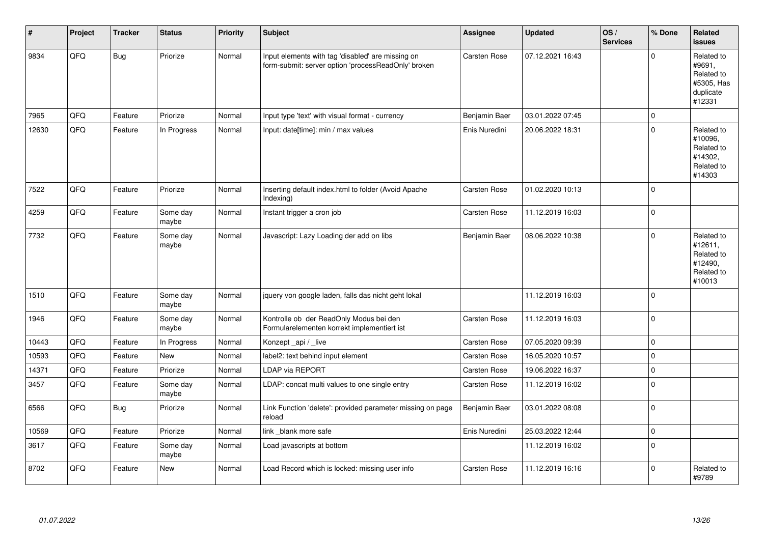| # | Project | Tracker | Status | Priority | Subject | Assignee | Updated | OS / Services | % Done | Related issues |
|---|---|---|---|---|---|---|---|---|---|---|
| 9834 | QFQ | Bug | Priorize | Normal | Input elements with tag 'disabled' are missing on form-submit: server option 'processReadOnly' broken | Carsten Rose | 07.12.2021 16:43 | | 0 | Related to #9691, Related to #5305, Has duplicate #12331 |
| 7965 | QFQ | Feature | Priorize | Normal | Input type 'text' with visual format - currency | Benjamin Baer | 03.01.2022 07:45 | | 0 | |
| 12630 | QFQ | Feature | In Progress | Normal | Input: date[time]: min / max values | Enis Nuredini | 20.06.2022 18:31 | | 0 | Related to #10096, Related to #14302, Related to #14303 |
| 7522 | QFQ | Feature | Priorize | Normal | Inserting default index.html to folder (Avoid Apache Indexing) | Carsten Rose | 01.02.2020 10:13 | | 0 | |
| 4259 | QFQ | Feature | Some day maybe | Normal | Instant trigger a cron job | Carsten Rose | 11.12.2019 16:03 | | 0 | |
| 7732 | QFQ | Feature | Some day maybe | Normal | Javascript: Lazy Loading der add on libs | Benjamin Baer | 08.06.2022 10:38 | | 0 | Related to #12611, Related to #12490, Related to #10013 |
| 1510 | QFQ | Feature | Some day maybe | Normal | jquery von google laden, falls das nicht geht lokal | | 11.12.2019 16:03 | | 0 | |
| 1946 | QFQ | Feature | Some day maybe | Normal | Kontrolle ob der ReadOnly Modus bei den Formularelementen korrekt implementiert ist | Carsten Rose | 11.12.2019 16:03 | | 0 | |
| 10443 | QFQ | Feature | In Progress | Normal | Konzept _api / _live | Carsten Rose | 07.05.2020 09:39 | | 0 | |
| 10593 | QFQ | Feature | New | Normal | label2: text behind input element | Carsten Rose | 16.05.2020 10:57 | | 0 | |
| 14371 | QFQ | Feature | Priorize | Normal | LDAP via REPORT | Carsten Rose | 19.06.2022 16:37 | | 0 | |
| 3457 | QFQ | Feature | Some day maybe | Normal | LDAP: concat multi values to one single entry | Carsten Rose | 11.12.2019 16:02 | | 0 | |
| 6566 | QFQ | Bug | Priorize | Normal | Link Function 'delete': provided parameter missing on page reload | Benjamin Baer | 03.01.2022 08:08 | | 0 | |
| 10569 | QFQ | Feature | Priorize | Normal | link _blank more safe | Enis Nuredini | 25.03.2022 12:44 | | 0 | |
| 3617 | QFQ | Feature | Some day maybe | Normal | Load javascripts at bottom | | 11.12.2019 16:02 | | 0 | |
| 8702 | QFQ | Feature | New | Normal | Load Record which is locked: missing user info | Carsten Rose | 11.12.2019 16:16 | | 0 | Related to #9789 |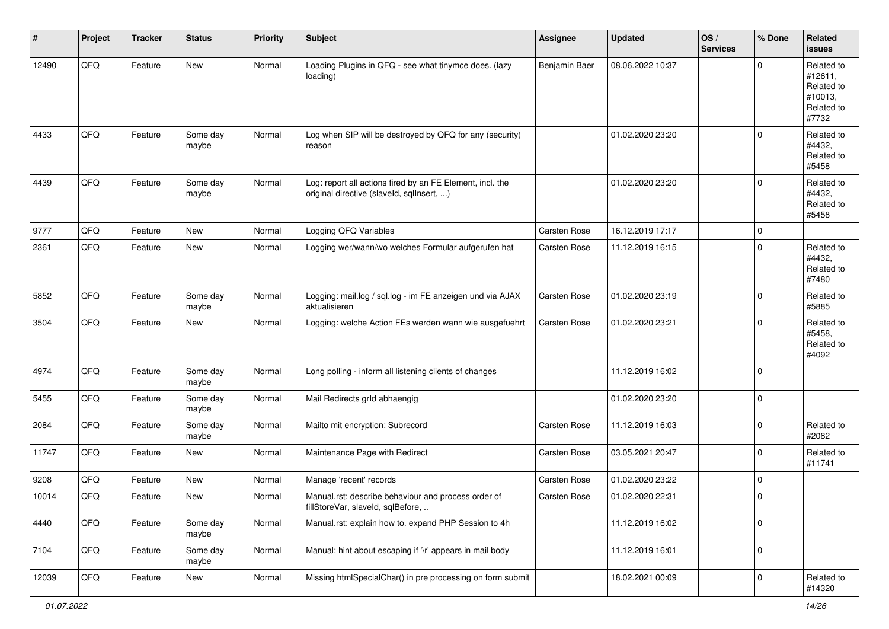| # | Project | Tracker | Status | Priority | Subject | Assignee | Updated | OS / Services | % Done | Related issues |
|---|---|---|---|---|---|---|---|---|---|---|
| 12490 | QFQ | Feature | New | Normal | Loading Plugins in QFQ - see what tinymce does. (lazy loading) | Benjamin Baer | 08.06.2022 10:37 | | 0 | Related to #12611, Related to #10013, Related to #7732 |
| 4433 | QFQ | Feature | Some day maybe | Normal | Log when SIP will be destroyed by QFQ for any (security) reason | | 01.02.2020 23:20 | | 0 | Related to #4432, Related to #5458 |
| 4439 | QFQ | Feature | Some day maybe | Normal | Log: report all actions fired by an FE Element, incl. the original directive (slaveId, sqlInsert, ...) | | 01.02.2020 23:20 | | 0 | Related to #4432, Related to #5458 |
| 9777 | QFQ | Feature | New | Normal | Logging QFQ Variables | Carsten Rose | 16.12.2019 17:17 | | 0 | |
| 2361 | QFQ | Feature | New | Normal | Logging wer/wann/wo welches Formular aufgerufen hat | Carsten Rose | 11.12.2019 16:15 | | 0 | Related to #4432, Related to #7480 |
| 5852 | QFQ | Feature | Some day maybe | Normal | Logging: mail.log / sql.log - im FE anzeigen und via AJAX aktualisieren | Carsten Rose | 01.02.2020 23:19 | | 0 | Related to #5885 |
| 3504 | QFQ | Feature | New | Normal | Logging: welche Action FEs werden wann wie ausgefuehrt | Carsten Rose | 01.02.2020 23:21 | | 0 | Related to #5458, Related to #4092 |
| 4974 | QFQ | Feature | Some day maybe | Normal | Long polling - inform all listening clients of changes | | 11.12.2019 16:02 | | 0 | |
| 5455 | QFQ | Feature | Some day maybe | Normal | Mail Redirects grId abhaengig | | 01.02.2020 23:20 | | 0 | |
| 2084 | QFQ | Feature | Some day maybe | Normal | Mailto mit encryption: Subrecord | Carsten Rose | 11.12.2019 16:03 | | 0 | Related to #2082 |
| 11747 | QFQ | Feature | New | Normal | Maintenance Page with Redirect | Carsten Rose | 03.05.2021 20:47 | | 0 | Related to #11741 |
| 9208 | QFQ | Feature | New | Normal | Manage 'recent' records | Carsten Rose | 01.02.2020 23:22 | | 0 | |
| 10014 | QFQ | Feature | New | Normal | Manual.rst: describe behaviour and process order of fillStoreVar, slaveId, sqlBefore, .. | Carsten Rose | 01.02.2020 22:31 | | 0 | |
| 4440 | QFQ | Feature | Some day maybe | Normal | Manual.rst: explain how to. expand PHP Session to 4h | | 11.12.2019 16:02 | | 0 | |
| 7104 | QFQ | Feature | Some day maybe | Normal | Manual: hint about escaping if '\r' appears in mail body | | 11.12.2019 16:01 | | 0 | |
| 12039 | QFQ | Feature | New | Normal | Missing htmlSpecialChar() in pre processing on form submit | | 18.02.2021 00:09 | | 0 | Related to #14320 |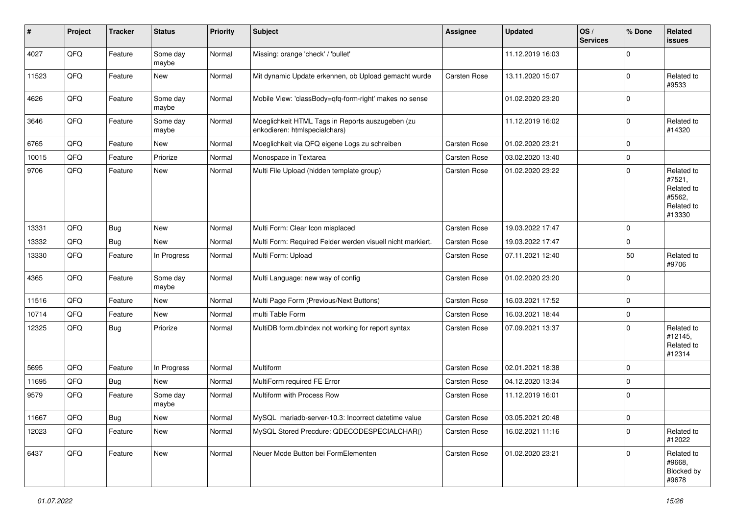| # | Project | Tracker | Status | Priority | Subject | Assignee | Updated | OS / Services | % Done | Related issues |
|---|---|---|---|---|---|---|---|---|---|---|
| 4027 | QFQ | Feature | Some day maybe | Normal | Missing: orange 'check' / 'bullet' | | 11.12.2019 16:03 | | 0 | |
| 11523 | QFQ | Feature | New | Normal | Mit dynamic Update erkennen, ob Upload gemacht wurde | Carsten Rose | 13.11.2020 15:07 | | 0 | Related to #9533 |
| 4626 | QFQ | Feature | Some day maybe | Normal | Mobile View: 'classBody=qfq-form-right' makes no sense | | 01.02.2020 23:20 | | 0 | |
| 3646 | QFQ | Feature | Some day maybe | Normal | Moeglichkeit HTML Tags in Reports auszugeben (zu enkodieren: htmlspecialchars) | | 11.12.2019 16:02 | | 0 | Related to #14320 |
| 6765 | QFQ | Feature | New | Normal | Moeglichkeit via QFQ eigene Logs zu schreiben | Carsten Rose | 01.02.2020 23:21 | | 0 | |
| 10015 | QFQ | Feature | Priorize | Normal | Monospace in Textarea | Carsten Rose | 03.02.2020 13:40 | | 0 | |
| 9706 | QFQ | Feature | New | Normal | Multi File Upload (hidden template group) | Carsten Rose | 01.02.2020 23:22 | | 0 | Related to #7521, Related to #5562, Related to #13330 |
| 13331 | QFQ | Bug | New | Normal | Multi Form: Clear Icon misplaced | Carsten Rose | 19.03.2022 17:47 | | 0 | |
| 13332 | QFQ | Bug | New | Normal | Multi Form: Required Felder werden visuell nicht markiert. | Carsten Rose | 19.03.2022 17:47 | | 0 | |
| 13330 | QFQ | Feature | In Progress | Normal | Multi Form: Upload | Carsten Rose | 07.11.2021 12:40 | | 50 | Related to #9706 |
| 4365 | QFQ | Feature | Some day maybe | Normal | Multi Language: new way of config | Carsten Rose | 01.02.2020 23:20 | | 0 | |
| 11516 | QFQ | Feature | New | Normal | Multi Page Form (Previous/Next Buttons) | Carsten Rose | 16.03.2021 17:52 | | 0 | |
| 10714 | QFQ | Feature | New | Normal | multi Table Form | Carsten Rose | 16.03.2021 18:44 | | 0 | |
| 12325 | QFQ | Bug | Priorize | Normal | MultiDB form.dbIndex not working for report syntax | Carsten Rose | 07.09.2021 13:37 | | 0 | Related to #12145, Related to #12314 |
| 5695 | QFQ | Feature | In Progress | Normal | Multiform | Carsten Rose | 02.01.2021 18:38 | | 0 | |
| 11695 | QFQ | Bug | New | Normal | MultiForm required FE Error | Carsten Rose | 04.12.2020 13:34 | | 0 | |
| 9579 | QFQ | Feature | Some day maybe | Normal | Multiform with Process Row | Carsten Rose | 11.12.2019 16:01 | | 0 | |
| 11667 | QFQ | Bug | New | Normal | MySQL mariadb-server-10.3: Incorrect datetime value | Carsten Rose | 03.05.2021 20:48 | | 0 | |
| 12023 | QFQ | Feature | New | Normal | MySQL Stored Precdure: QDECODESPECIALCHAR() | Carsten Rose | 16.02.2021 11:16 | | 0 | Related to #12022 |
| 6437 | QFQ | Feature | New | Normal | Neuer Mode Button bei FormElementen | Carsten Rose | 01.02.2020 23:21 | | 0 | Related to #9668, Blocked by #9678 |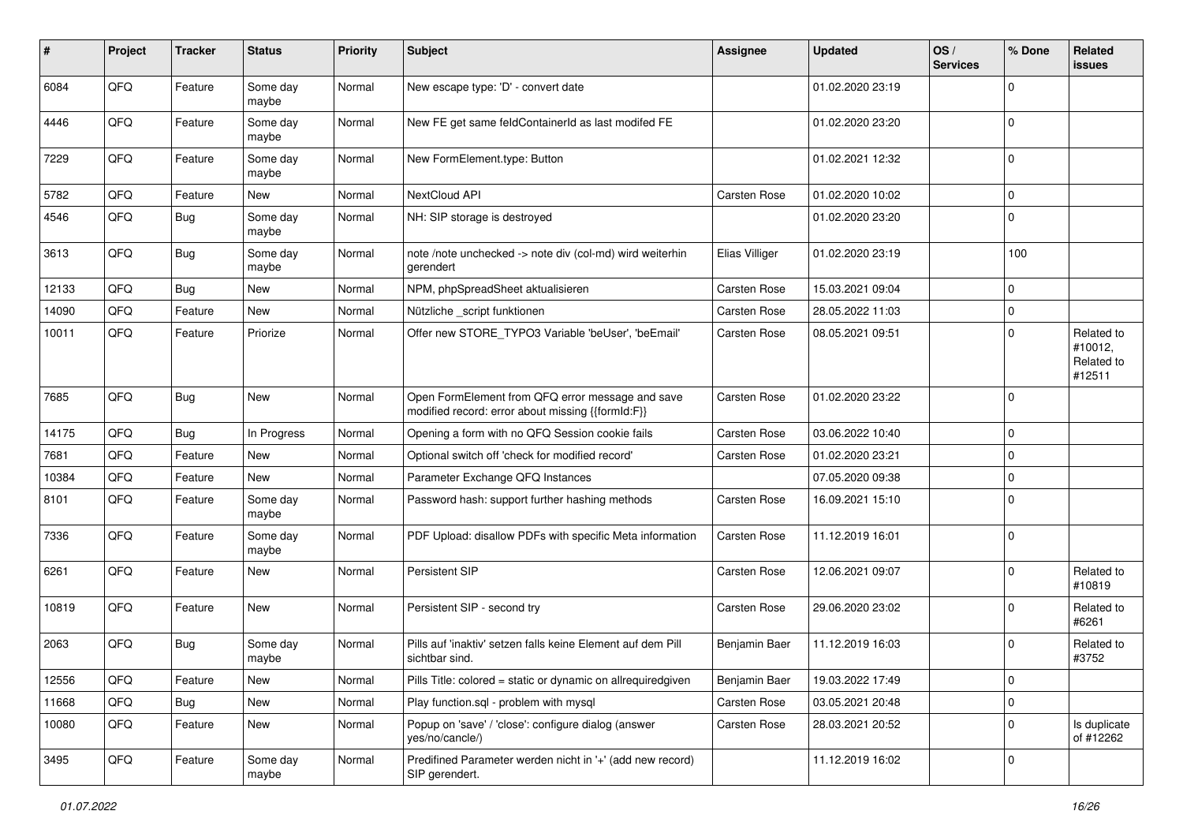| # | Project | Tracker | Status | Priority | Subject | Assignee | Updated | OS / Services | % Done | Related issues |
|---|---|---|---|---|---|---|---|---|---|---|
| 6084 | QFQ | Feature | Some day maybe | Normal | New escape type: 'D' - convert date | | 01.02.2020 23:19 | | 0 | |
| 4446 | QFQ | Feature | Some day maybe | Normal | New FE get same feldContainerId as last modifed FE | | 01.02.2020 23:20 | | 0 | |
| 7229 | QFQ | Feature | Some day maybe | Normal | New FormElement.type: Button | | 01.02.2021 12:32 | | 0 | |
| 5782 | QFQ | Feature | New | Normal | NextCloud API | Carsten Rose | 01.02.2020 10:02 | | 0 | |
| 4546 | QFQ | Bug | Some day maybe | Normal | NH: SIP storage is destroyed | | 01.02.2020 23:20 | | 0 | |
| 3613 | QFQ | Bug | Some day maybe | Normal | note /note unchecked -> note div (col-md) wird weiterhin gerendert | Elias Villiger | 01.02.2020 23:19 | | 100 | |
| 12133 | QFQ | Bug | New | Normal | NPM, phpSpreadSheet aktualisieren | Carsten Rose | 15.03.2021 09:04 | | 0 | |
| 14090 | QFQ | Feature | New | Normal | Nützliche _script funktionen | Carsten Rose | 28.05.2022 11:03 | | 0 | |
| 10011 | QFQ | Feature | Priorize | Normal | Offer new STORE_TYPO3 Variable 'beUser', 'beEmail' | Carsten Rose | 08.05.2021 09:51 | | 0 | Related to #10012, Related to #12511 |
| 7685 | QFQ | Bug | New | Normal | Open FormElement from QFQ error message and save modified record: error about missing {{formId:F}} | Carsten Rose | 01.02.2020 23:22 | | 0 | |
| 14175 | QFQ | Bug | In Progress | Normal | Opening a form with no QFQ Session cookie fails | Carsten Rose | 03.06.2022 10:40 | | 0 | |
| 7681 | QFQ | Feature | New | Normal | Optional switch off 'check for modified record' | Carsten Rose | 01.02.2020 23:21 | | 0 | |
| 10384 | QFQ | Feature | New | Normal | Parameter Exchange QFQ Instances | | 07.05.2020 09:38 | | 0 | |
| 8101 | QFQ | Feature | Some day maybe | Normal | Password hash: support further hashing methods | Carsten Rose | 16.09.2021 15:10 | | 0 | |
| 7336 | QFQ | Feature | Some day maybe | Normal | PDF Upload: disallow PDFs with specific Meta information | Carsten Rose | 11.12.2019 16:01 | | 0 | |
| 6261 | QFQ | Feature | New | Normal | Persistent SIP | Carsten Rose | 12.06.2021 09:07 | | 0 | Related to #10819 |
| 10819 | QFQ | Feature | New | Normal | Persistent SIP - second try | Carsten Rose | 29.06.2020 23:02 | | 0 | Related to #6261 |
| 2063 | QFQ | Bug | Some day maybe | Normal | Pills auf 'inaktiv' setzen falls keine Element auf dem Pill sichtbar sind. | Benjamin Baer | 11.12.2019 16:03 | | 0 | Related to #3752 |
| 12556 | QFQ | Feature | New | Normal | Pills Title: colored = static or dynamic on allrequiredgiven | Benjamin Baer | 19.03.2022 17:49 | | 0 | |
| 11668 | QFQ | Bug | New | Normal | Play function.sql - problem with mysql | Carsten Rose | 03.05.2021 20:48 | | 0 | |
| 10080 | QFQ | Feature | New | Normal | Popup on 'save' / 'close': configure dialog (answer yes/no/cancle/) | Carsten Rose | 28.03.2021 20:52 | | 0 | Is duplicate of #12262 |
| 3495 | QFQ | Feature | Some day maybe | Normal | Predifined Parameter werden nicht in '+' (add new record) SIP gerendert. | | 11.12.2019 16:02 | | 0 | |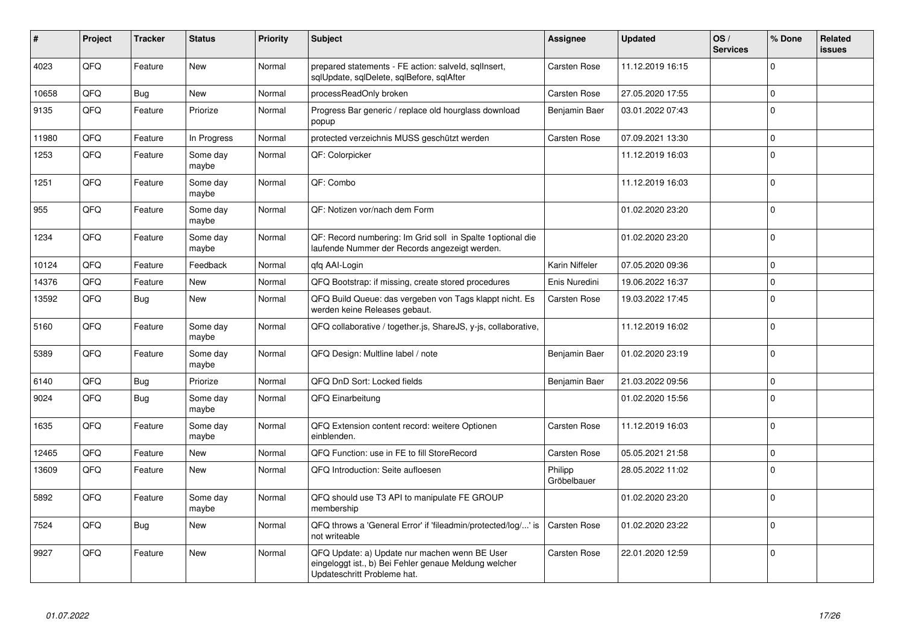| # | Project | Tracker | Status | Priority | Subject | Assignee | Updated | OS / Services | % Done | Related issues |
|---|---|---|---|---|---|---|---|---|---|---|
| 4023 | QFQ | Feature | New | Normal | prepared statements - FE action: salveId, sqlInsert, sqlUpdate, sqlDelete, sqlBefore, sqlAfter | Carsten Rose | 11.12.2019 16:15 | | 0 | |
| 10658 | QFQ | Bug | New | Normal | processReadOnly broken | Carsten Rose | 27.05.2020 17:55 | | 0 | |
| 9135 | QFQ | Feature | Priorize | Normal | Progress Bar generic / replace old hourglass download popup | Benjamin Baer | 03.01.2022 07:43 | | 0 | |
| 11980 | QFQ | Feature | In Progress | Normal | protected verzeichnis MUSS geschützt werden | Carsten Rose | 07.09.2021 13:30 | | 0 | |
| 1253 | QFQ | Feature | Some day maybe | Normal | QF: Colorpicker | | 11.12.2019 16:03 | | 0 | |
| 1251 | QFQ | Feature | Some day maybe | Normal | QF: Combo | | 11.12.2019 16:03 | | 0 | |
| 955 | QFQ | Feature | Some day maybe | Normal | QF: Notizen vor/nach dem Form | | 01.02.2020 23:20 | | 0 | |
| 1234 | QFQ | Feature | Some day maybe | Normal | QF: Record numbering: Im Grid soll in Spalte 1optional die laufende Nummer der Records angezeigt werden. | | 01.02.2020 23:20 | | 0 | |
| 10124 | QFQ | Feature | Feedback | Normal | qfq AAI-Login | Karin Niffeler | 07.05.2020 09:36 | | 0 | |
| 14376 | QFQ | Feature | New | Normal | QFQ Bootstrap: if missing, create stored procedures | Enis Nuredini | 19.06.2022 16:37 | | 0 | |
| 13592 | QFQ | Bug | New | Normal | QFQ Build Queue: das vergeben von Tags klappt nicht. Es werden keine Releases gebaut. | Carsten Rose | 19.03.2022 17:45 | | 0 | |
| 5160 | QFQ | Feature | Some day maybe | Normal | QFQ collaborative / together.js, ShareJS, y-js, collaborative, | | 11.12.2019 16:02 | | 0 | |
| 5389 | QFQ | Feature | Some day maybe | Normal | QFQ Design: Multline label / note | Benjamin Baer | 01.02.2020 23:19 | | 0 | |
| 6140 | QFQ | Bug | Priorize | Normal | QFQ DnD Sort: Locked fields | Benjamin Baer | 21.03.2022 09:56 | | 0 | |
| 9024 | QFQ | Bug | Some day maybe | Normal | QFQ Einarbeitung | | 01.02.2020 15:56 | | 0 | |
| 1635 | QFQ | Feature | Some day maybe | Normal | QFQ Extension content record: weitere Optionen einblenden. | Carsten Rose | 11.12.2019 16:03 | | 0 | |
| 12465 | QFQ | Feature | New | Normal | QFQ Function: use in FE to fill StoreRecord | Carsten Rose | 05.05.2021 21:58 | | 0 | |
| 13609 | QFQ | Feature | New | Normal | QFQ Introduction: Seite aufloesen | Philipp Gröbelbauer | 28.05.2022 11:02 | | 0 | |
| 5892 | QFQ | Feature | Some day maybe | Normal | QFQ should use T3 API to manipulate FE GROUP membership | | 01.02.2020 23:20 | | 0 | |
| 7524 | QFQ | Bug | New | Normal | QFQ throws a 'General Error' if 'fileadmin/protected/log/...' is not writeable | Carsten Rose | 01.02.2020 23:22 | | 0 | |
| 9927 | QFQ | Feature | New | Normal | QFQ Update: a) Update nur machen wenn BE User eingeloggt ist., b) Bei Fehler genaue Meldung welcher Updateschritt Probleme hat. | Carsten Rose | 22.01.2020 12:59 | | 0 | |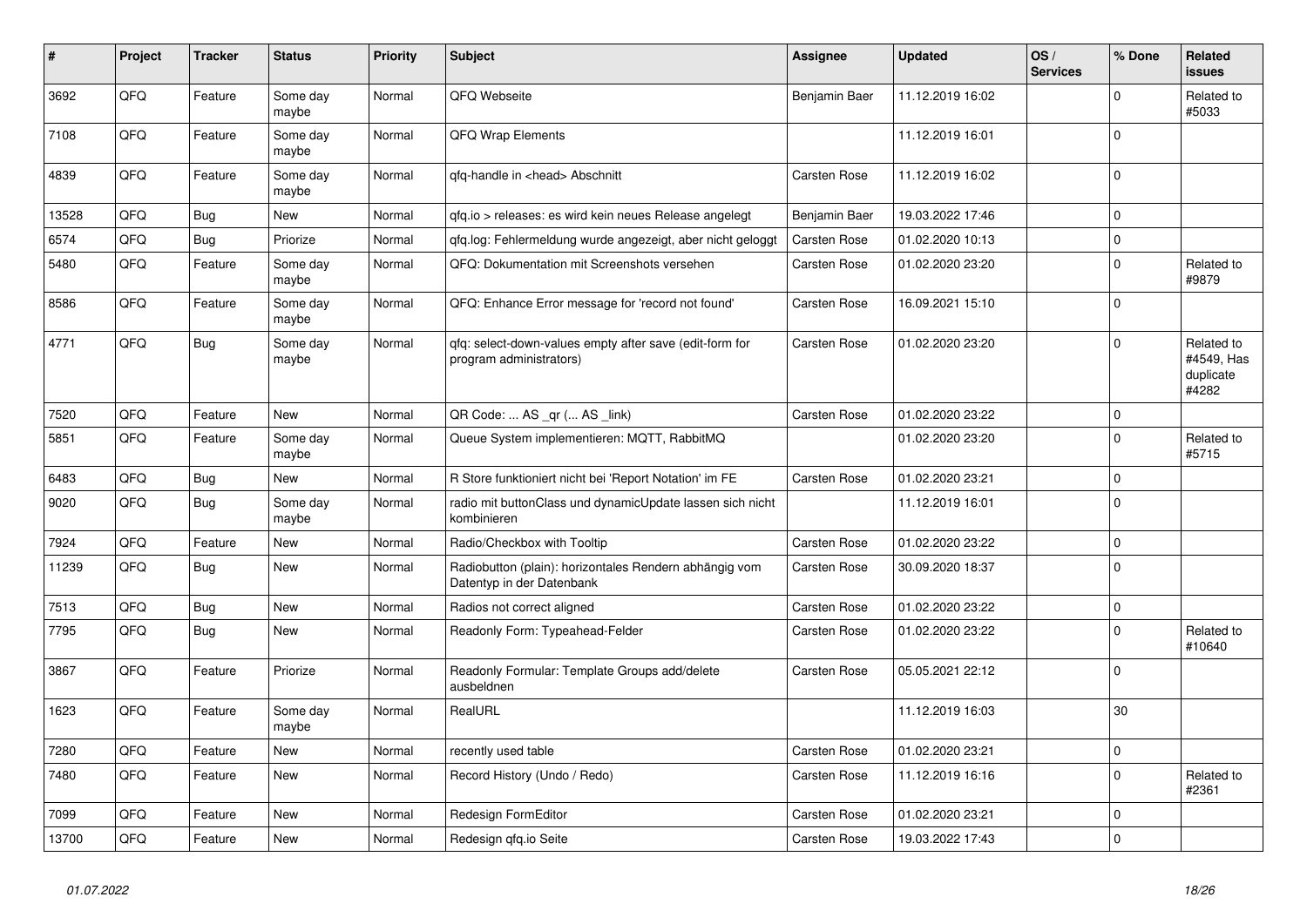| # | Project | Tracker | Status | Priority | Subject | Assignee | Updated | OS / Services | % Done | Related issues |
|---|---|---|---|---|---|---|---|---|---|---|
| 3692 | QFQ | Feature | Some day maybe | Normal | QFQ Webseite | Benjamin Baer | 11.12.2019 16:02 | | 0 | Related to #5033 |
| 7108 | QFQ | Feature | Some day maybe | Normal | QFQ Wrap Elements | | 11.12.2019 16:01 | | 0 | |
| 4839 | QFQ | Feature | Some day maybe | Normal | qfq-handle in <head> Abschnitt | Carsten Rose | 11.12.2019 16:02 | | 0 | |
| 13528 | QFQ | Bug | New | Normal | qfq.io > releases: es wird kein neues Release angelegt | Benjamin Baer | 19.03.2022 17:46 | | 0 | |
| 6574 | QFQ | Bug | Priorize | Normal | qfq.log: Fehlermeldung wurde angezeigt, aber nicht geloggt | Carsten Rose | 01.02.2020 10:13 | | 0 | |
| 5480 | QFQ | Feature | Some day maybe | Normal | QFQ: Dokumentation mit Screenshots versehen | Carsten Rose | 01.02.2020 23:20 | | 0 | Related to #9879 |
| 8586 | QFQ | Feature | Some day maybe | Normal | QFQ: Enhance Error message for 'record not found' | Carsten Rose | 16.09.2021 15:10 | | 0 | |
| 4771 | QFQ | Bug | Some day maybe | Normal | qfq: select-down-values empty after save (edit-form for program administrators) | Carsten Rose | 01.02.2020 23:20 | | 0 | Related to #4549, Has duplicate #4282 |
| 7520 | QFQ | Feature | New | Normal | QR Code: ... AS _qr (... AS _link) | Carsten Rose | 01.02.2020 23:22 | | 0 | |
| 5851 | QFQ | Feature | Some day maybe | Normal | Queue System implementieren: MQTT, RabbitMQ | | 01.02.2020 23:20 | | 0 | Related to #5715 |
| 6483 | QFQ | Bug | New | Normal | R Store funktioniert nicht bei 'Report Notation' im FE | Carsten Rose | 01.02.2020 23:21 | | 0 | |
| 9020 | QFQ | Bug | Some day maybe | Normal | radio mit buttonClass und dynamicUpdate lassen sich nicht kombinieren | | 11.12.2019 16:01 | | 0 | |
| 7924 | QFQ | Feature | New | Normal | Radio/Checkbox with Tooltip | Carsten Rose | 01.02.2020 23:22 | | 0 | |
| 11239 | QFQ | Bug | New | Normal | Radiobutton (plain): horizontales Rendern abhängig vom Datentyp in der Datenbank | Carsten Rose | 30.09.2020 18:37 | | 0 | |
| 7513 | QFQ | Bug | New | Normal | Radios not correct aligned | Carsten Rose | 01.02.2020 23:22 | | 0 | |
| 7795 | QFQ | Bug | New | Normal | Readonly Form: Typeahead-Felder | Carsten Rose | 01.02.2020 23:22 | | 0 | Related to #10640 |
| 3867 | QFQ | Feature | Priorize | Normal | Readonly Formular: Template Groups add/delete ausbeldnen | Carsten Rose | 05.05.2021 22:12 | | 0 | |
| 1623 | QFQ | Feature | Some day maybe | Normal | RealURL | | 11.12.2019 16:03 | | 30 | |
| 7280 | QFQ | Feature | New | Normal | recently used table | Carsten Rose | 01.02.2020 23:21 | | 0 | |
| 7480 | QFQ | Feature | New | Normal | Record History (Undo / Redo) | Carsten Rose | 11.12.2019 16:16 | | 0 | Related to #2361 |
| 7099 | QFQ | Feature | New | Normal | Redesign FormEditor | Carsten Rose | 01.02.2020 23:21 | | 0 | |
| 13700 | QFQ | Feature | New | Normal | Redesign qfq.io Seite | Carsten Rose | 19.03.2022 17:43 | | 0 | |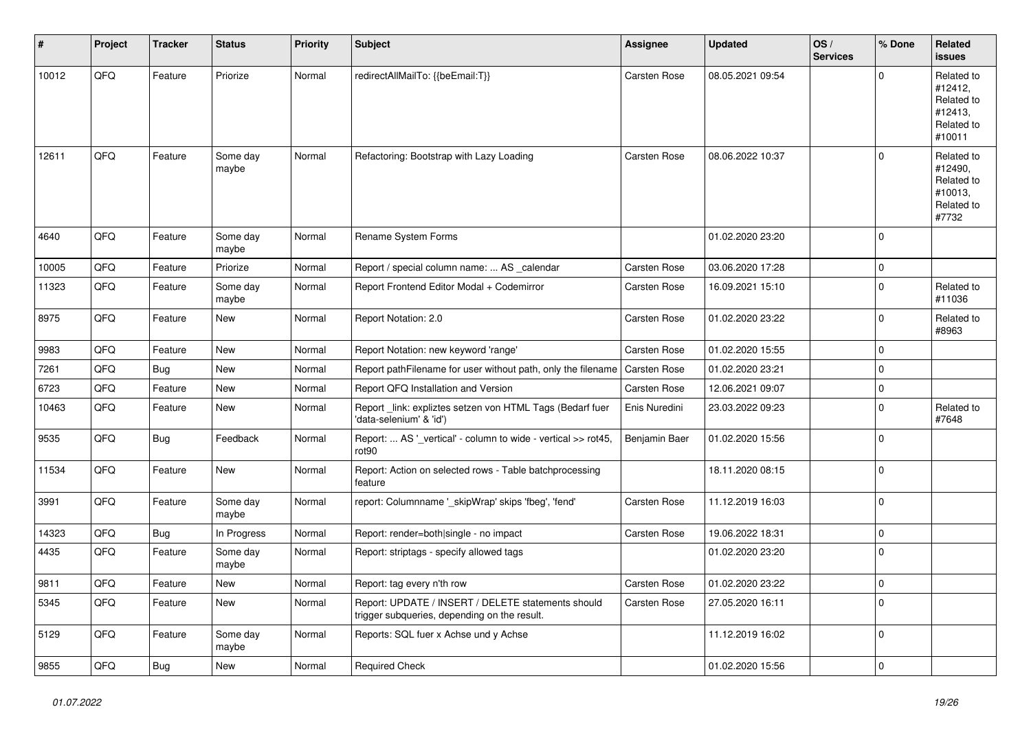| # | Project | Tracker | Status | Priority | Subject | Assignee | Updated | OS / Services | % Done | Related issues |
|---|---|---|---|---|---|---|---|---|---|---|
| 10012 | QFQ | Feature | Priorize | Normal | redirectAllMailTo: {{beEmail:T}} | Carsten Rose | 08.05.2021 09:54 | | 0 | Related to #12412, Related to #12413, Related to #10011 |
| 12611 | QFQ | Feature | Some day maybe | Normal | Refactoring: Bootstrap with Lazy Loading | Carsten Rose | 08.06.2022 10:37 | | 0 | Related to #12490, Related to #10013, Related to #7732 |
| 4640 | QFQ | Feature | Some day maybe | Normal | Rename System Forms | | 01.02.2020 23:20 | | 0 | |
| 10005 | QFQ | Feature | Priorize | Normal | Report / special column name: ... AS _calendar | Carsten Rose | 03.06.2020 17:28 | | 0 | |
| 11323 | QFQ | Feature | Some day maybe | Normal | Report Frontend Editor Modal + Codemirror | Carsten Rose | 16.09.2021 15:10 | | 0 | Related to #11036 |
| 8975 | QFQ | Feature | New | Normal | Report Notation: 2.0 | Carsten Rose | 01.02.2020 23:22 | | 0 | Related to #8963 |
| 9983 | QFQ | Feature | New | Normal | Report Notation: new keyword 'range' | Carsten Rose | 01.02.2020 15:55 | | 0 | |
| 7261 | QFQ | Bug | New | Normal | Report pathFilename for user without path, only the filename | Carsten Rose | 01.02.2020 23:21 | | 0 | |
| 6723 | QFQ | Feature | New | Normal | Report QFQ Installation and Version | Carsten Rose | 12.06.2021 09:07 | | 0 | |
| 10463 | QFQ | Feature | New | Normal | Report _link: expliztes setzen von HTML Tags (Bedarf fuer 'data-selenium' & 'id') | Enis Nuredini | 23.03.2022 09:23 | | 0 | Related to #7648 |
| 9535 | QFQ | Bug | Feedback | Normal | Report: ... AS '_vertical' - column to wide - vertical >> rot45, rot90 | Benjamin Baer | 01.02.2020 15:56 | | 0 | |
| 11534 | QFQ | Feature | New | Normal | Report: Action on selected rows - Table batchprocessing feature | | 18.11.2020 08:15 | | 0 | |
| 3991 | QFQ | Feature | Some day maybe | Normal | report: Columnname '_skipWrap' skips 'fbeg', 'fend' | Carsten Rose | 11.12.2019 16:03 | | 0 | |
| 14323 | QFQ | Bug | In Progress | Normal | Report: render=both\|single - no impact | Carsten Rose | 19.06.2022 18:31 | | 0 | |
| 4435 | QFQ | Feature | Some day maybe | Normal | Report: striptags - specify allowed tags | | 01.02.2020 23:20 | | 0 | |
| 9811 | QFQ | Feature | New | Normal | Report: tag every n'th row | Carsten Rose | 01.02.2020 23:22 | | 0 | |
| 5345 | QFQ | Feature | New | Normal | Report: UPDATE / INSERT / DELETE statements should trigger subqueries, depending on the result. | Carsten Rose | 27.05.2020 16:11 | | 0 | |
| 5129 | QFQ | Feature | Some day maybe | Normal | Reports: SQL fuer x Achse und y Achse | | 11.12.2019 16:02 | | 0 | |
| 9855 | QFQ | Bug | New | Normal | Required Check | | 01.02.2020 15:56 | | 0 | |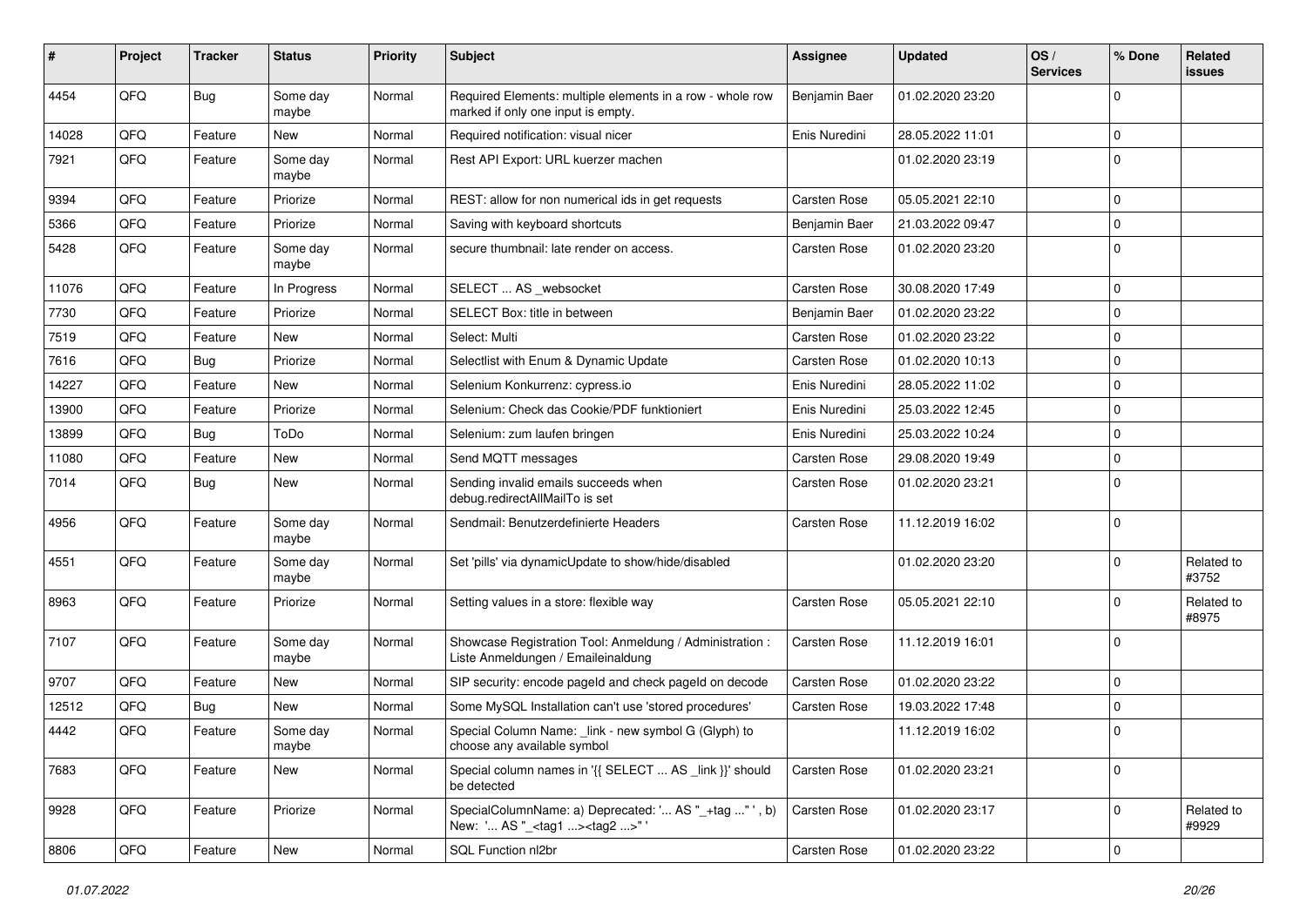| # | Project | Tracker | Status | Priority | Subject | Assignee | Updated | OS / Services | % Done | Related issues |
|---|---|---|---|---|---|---|---|---|---|---|
| 4454 | QFQ | Bug | Some day maybe | Normal | Required Elements: multiple elements in a row - whole row marked if only one input is empty. | Benjamin Baer | 01.02.2020 23:20 | | 0 | |
| 14028 | QFQ | Feature | New | Normal | Required notification: visual nicer | Enis Nuredini | 28.05.2022 11:01 | | 0 | |
| 7921 | QFQ | Feature | Some day maybe | Normal | Rest API Export: URL kuerzer machen | | 01.02.2020 23:19 | | 0 | |
| 9394 | QFQ | Feature | Priorize | Normal | REST: allow for non numerical ids in get requests | Carsten Rose | 05.05.2021 22:10 | | 0 | |
| 5366 | QFQ | Feature | Priorize | Normal | Saving with keyboard shortcuts | Benjamin Baer | 21.03.2022 09:47 | | 0 | |
| 5428 | QFQ | Feature | Some day maybe | Normal | secure thumbnail: late render on access. | Carsten Rose | 01.02.2020 23:20 | | 0 | |
| 11076 | QFQ | Feature | In Progress | Normal | SELECT ... AS _websocket | Carsten Rose | 30.08.2020 17:49 | | 0 | |
| 7730 | QFQ | Feature | Priorize | Normal | SELECT Box: title in between | Benjamin Baer | 01.02.2020 23:22 | | 0 | |
| 7519 | QFQ | Feature | New | Normal | Select: Multi | Carsten Rose | 01.02.2020 23:22 | | 0 | |
| 7616 | QFQ | Bug | Priorize | Normal | Selectlist with Enum & Dynamic Update | Carsten Rose | 01.02.2020 10:13 | | 0 | |
| 14227 | QFQ | Feature | New | Normal | Selenium Konkurrenz: cypress.io | Enis Nuredini | 28.05.2022 11:02 | | 0 | |
| 13900 | QFQ | Feature | Priorize | Normal | Selenium: Check das Cookie/PDF funktioniert | Enis Nuredini | 25.03.2022 12:45 | | 0 | |
| 13899 | QFQ | Bug | ToDo | Normal | Selenium: zum laufen bringen | Enis Nuredini | 25.03.2022 10:24 | | 0 | |
| 11080 | QFQ | Feature | New | Normal | Send MQTT messages | Carsten Rose | 29.08.2020 19:49 | | 0 | |
| 7014 | QFQ | Bug | New | Normal | Sending invalid emails succeeds when debug.redirectAllMailTo is set | Carsten Rose | 01.02.2020 23:21 | | 0 | |
| 4956 | QFQ | Feature | Some day maybe | Normal | Sendmail: Benutzerdefinierte Headers | Carsten Rose | 11.12.2019 16:02 | | 0 | |
| 4551 | QFQ | Feature | Some day maybe | Normal | Set 'pills' via dynamicUpdate to show/hide/disabled | | 01.02.2020 23:20 | | 0 | Related to #3752 |
| 8963 | QFQ | Feature | Priorize | Normal | Setting values in a store: flexible way | Carsten Rose | 05.05.2021 22:10 | | 0 | Related to #8975 |
| 7107 | QFQ | Feature | Some day maybe | Normal | Showcase Registration Tool: Anmeldung / Administration : Liste Anmeldungen / Emaileinaldung | Carsten Rose | 11.12.2019 16:01 | | 0 | |
| 9707 | QFQ | Feature | New | Normal | SIP security: encode pageId and check pageId on decode | Carsten Rose | 01.02.2020 23:22 | | 0 | |
| 12512 | QFQ | Bug | New | Normal | Some MySQL Installation can't use 'stored procedures' | Carsten Rose | 19.03.2022 17:48 | | 0 | |
| 4442 | QFQ | Feature | Some day maybe | Normal | Special Column Name: _link - new symbol G (Glyph) to choose any available symbol | | 11.12.2019 16:02 | | 0 | |
| 7683 | QFQ | Feature | New | Normal | Special column names in '{{ SELECT ... AS _link }}' should be detected | Carsten Rose | 01.02.2020 23:21 | | 0 | |
| 9928 | QFQ | Feature | Priorize | Normal | SpecialColumnName: a) Deprecated: '... AS "_+tag ..." ', b) New: '... AS "_<tag1 ...><tag2 ...>" ' | Carsten Rose | 01.02.2020 23:17 | | 0 | Related to #9929 |
| 8806 | QFQ | Feature | New | Normal | SQL Function nl2br | Carsten Rose | 01.02.2020 23:22 | | 0 | |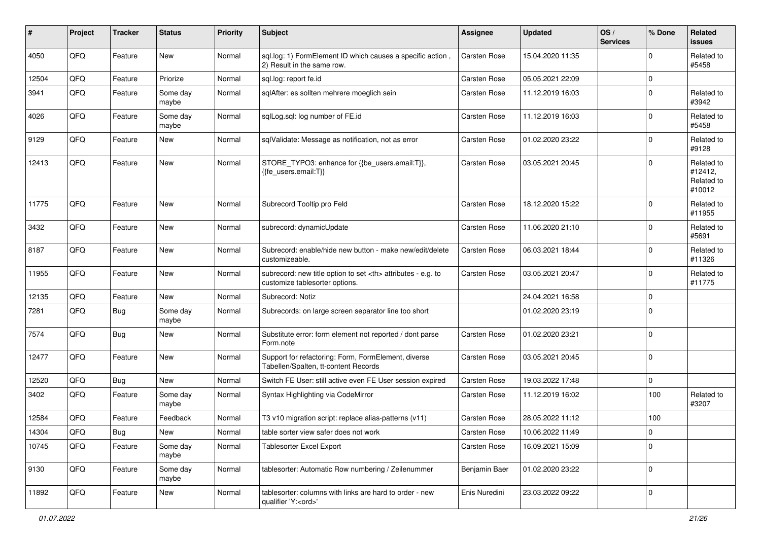| # | Project | Tracker | Status | Priority | Subject | Assignee | Updated | OS / Services | % Done | Related issues |
|---|---|---|---|---|---|---|---|---|---|---|
| 4050 | QFQ | Feature | New | Normal | sql.log: 1) FormElement ID which causes a specific action , 2) Result in the same row. | Carsten Rose | 15.04.2020 11:35 | | 0 | Related to #5458 |
| 12504 | QFQ | Feature | Priorize | Normal | sql.log: report fe.id | Carsten Rose | 05.05.2021 22:09 | | 0 | |
| 3941 | QFQ | Feature | Some day maybe | Normal | sqlAfter: es sollten mehrere moeglich sein | Carsten Rose | 11.12.2019 16:03 | | 0 | Related to #3942 |
| 4026 | QFQ | Feature | Some day maybe | Normal | sqlLog.sql: log number of FE.id | Carsten Rose | 11.12.2019 16:03 | | 0 | Related to #5458 |
| 9129 | QFQ | Feature | New | Normal | sqlValidate: Message as notification, not as error | Carsten Rose | 01.02.2020 23:22 | | 0 | Related to #9128 |
| 12413 | QFQ | Feature | New | Normal | STORE_TYPO3: enhance for {{be_users.email:T}}, {{fe_users.email:T}} | Carsten Rose | 03.05.2021 20:45 | | 0 | Related to #12412, Related to #10012 |
| 11775 | QFQ | Feature | New | Normal | Subrecord Tooltip pro Feld | Carsten Rose | 18.12.2020 15:22 | | 0 | Related to #11955 |
| 3432 | QFQ | Feature | New | Normal | subrecord: dynamicUpdate | Carsten Rose | 11.06.2020 21:10 | | 0 | Related to #5691 |
| 8187 | QFQ | Feature | New | Normal | Subrecord: enable/hide new button - make new/edit/delete customizeable. | Carsten Rose | 06.03.2021 18:44 | | 0 | Related to #11326 |
| 11955 | QFQ | Feature | New | Normal | subrecord: new title option to set <th> attributes - e.g. to customize tablesorter options. | Carsten Rose | 03.05.2021 20:47 | | 0 | Related to #11775 |
| 12135 | QFQ | Feature | New | Normal | Subrecord: Notiz | | 24.04.2021 16:58 | | 0 | |
| 7281 | QFQ | Bug | Some day maybe | Normal | Subrecords: on large screen separator line too short | | 01.02.2020 23:19 | | 0 | |
| 7574 | QFQ | Bug | New | Normal | Substitute error: form element not reported / dont parse Form.note | Carsten Rose | 01.02.2020 23:21 | | 0 | |
| 12477 | QFQ | Feature | New | Normal | Support for refactoring: Form, FormElement, diverse Tabellen/Spalten, tt-content Records | Carsten Rose | 03.05.2021 20:45 | | 0 | |
| 12520 | QFQ | Bug | New | Normal | Switch FE User: still active even FE User session expired | Carsten Rose | 19.03.2022 17:48 | | 0 | |
| 3402 | QFQ | Feature | Some day maybe | Normal | Syntax Highlighting via CodeMirror | Carsten Rose | 11.12.2019 16:02 | | 100 | Related to #3207 |
| 12584 | QFQ | Feature | Feedback | Normal | T3 v10 migration script: replace alias-patterns (v11) | Carsten Rose | 28.05.2022 11:12 | | 100 | |
| 14304 | QFQ | Bug | New | Normal | table sorter view safer does not work | Carsten Rose | 10.06.2022 11:49 | | 0 | |
| 10745 | QFQ | Feature | Some day maybe | Normal | Tablesorter Excel Export | Carsten Rose | 16.09.2021 15:09 | | 0 | |
| 9130 | QFQ | Feature | Some day maybe | Normal | tablesorter: Automatic Row numbering / Zeilenummer | Benjamin Baer | 01.02.2020 23:22 | | 0 | |
| 11892 | QFQ | Feature | New | Normal | tablesorter: columns with links are hard to order - new qualifier 'Y:<ord>' | Enis Nuredini | 23.03.2022 09:22 | | 0 | |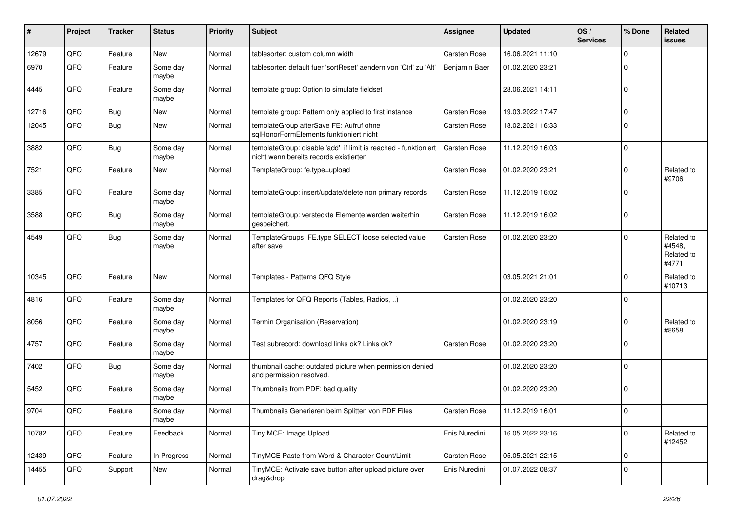| # | Project | Tracker | Status | Priority | Subject | Assignee | Updated | OS / Services | % Done | Related issues |
|---|---|---|---|---|---|---|---|---|---|---|
| 12679 | QFQ | Feature | New | Normal | tablesorter: custom column width | Carsten Rose | 16.06.2021 11:10 | | 0 | |
| 6970 | QFQ | Feature | Some day maybe | Normal | tablesorter: default fuer 'sortReset' aendern von 'Ctrl' zu 'Alt' | Benjamin Baer | 01.02.2020 23:21 | | 0 | |
| 4445 | QFQ | Feature | Some day maybe | Normal | template group: Option to simulate fieldset | | 28.06.2021 14:11 | | 0 | |
| 12716 | QFQ | Bug | New | Normal | template group: Pattern only applied to first instance | Carsten Rose | 19.03.2022 17:47 | | 0 | |
| 12045 | QFQ | Bug | New | Normal | templateGroup afterSave FE: Aufruf ohne sqlHonorFormElements funktioniert nicht | Carsten Rose | 18.02.2021 16:33 | | 0 | |
| 3882 | QFQ | Bug | Some day maybe | Normal | templateGroup: disable 'add' if limit is reached - funktioniert nicht wenn bereits records existierten | Carsten Rose | 11.12.2019 16:03 | | 0 | |
| 7521 | QFQ | Feature | New | Normal | TemplateGroup: fe.type=upload | Carsten Rose | 01.02.2020 23:21 | | 0 | Related to #9706 |
| 3385 | QFQ | Feature | Some day maybe | Normal | templateGroup: insert/update/delete non primary records | Carsten Rose | 11.12.2019 16:02 | | 0 | |
| 3588 | QFQ | Bug | Some day maybe | Normal | templateGroup: versteckte Elemente werden weiterhin gespeichert. | Carsten Rose | 11.12.2019 16:02 | | 0 | |
| 4549 | QFQ | Bug | Some day maybe | Normal | TemplateGroups: FE.type SELECT loose selected value after save | Carsten Rose | 01.02.2020 23:20 | | 0 | Related to #4548, Related to #4771 |
| 10345 | QFQ | Feature | New | Normal | Templates - Patterns QFQ Style | | 03.05.2021 21:01 | | 0 | Related to #10713 |
| 4816 | QFQ | Feature | Some day maybe | Normal | Templates for QFQ Reports (Tables, Radios, ..) | | 01.02.2020 23:20 | | 0 | |
| 8056 | QFQ | Feature | Some day maybe | Normal | Termin Organisation (Reservation) | | 01.02.2020 23:19 | | 0 | Related to #8658 |
| 4757 | QFQ | Feature | Some day maybe | Normal | Test subrecord: download links ok? Links ok? | Carsten Rose | 01.02.2020 23:20 | | 0 | |
| 7402 | QFQ | Bug | Some day maybe | Normal | thumbnail cache: outdated picture when permission denied and permission resolved. | | 01.02.2020 23:20 | | 0 | |
| 5452 | QFQ | Feature | Some day maybe | Normal | Thumbnails from PDF: bad quality | | 01.02.2020 23:20 | | 0 | |
| 9704 | QFQ | Feature | Some day maybe | Normal | Thumbnails Generieren beim Splitten von PDF Files | Carsten Rose | 11.12.2019 16:01 | | 0 | |
| 10782 | QFQ | Feature | Feedback | Normal | Tiny MCE: Image Upload | Enis Nuredini | 16.05.2022 23:16 | | 0 | Related to #12452 |
| 12439 | QFQ | Feature | In Progress | Normal | TinyMCE Paste from Word & Character Count/Limit | Carsten Rose | 05.05.2021 22:15 | | 0 | |
| 14455 | QFQ | Support | New | Normal | TinyMCE: Activate save button after upload picture over drag&drop | Enis Nuredini | 01.07.2022 08:37 | | 0 | |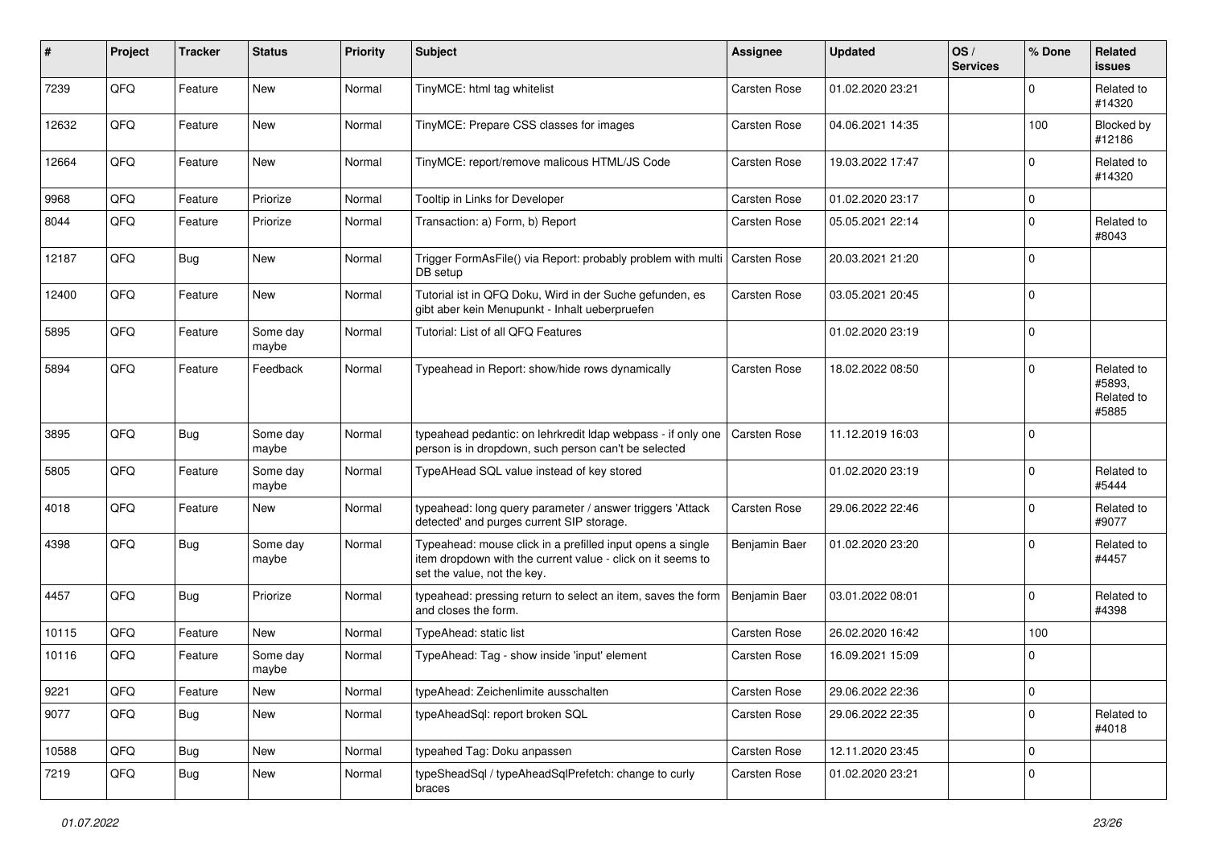| # | Project | Tracker | Status | Priority | Subject | Assignee | Updated | OS / Services | % Done | Related issues |
|---|---|---|---|---|---|---|---|---|---|---|
| 7239 | QFQ | Feature | New | Normal | TinyMCE: html tag whitelist | Carsten Rose | 01.02.2020 23:21 | | 0 | Related to #14320 |
| 12632 | QFQ | Feature | New | Normal | TinyMCE: Prepare CSS classes for images | Carsten Rose | 04.06.2021 14:35 | | 100 | Blocked by #12186 |
| 12664 | QFQ | Feature | New | Normal | TinyMCE: report/remove malicous HTML/JS Code | Carsten Rose | 19.03.2022 17:47 | | 0 | Related to #14320 |
| 9968 | QFQ | Feature | Priorize | Normal | Tooltip in Links for Developer | Carsten Rose | 01.02.2020 23:17 | | 0 | |
| 8044 | QFQ | Feature | Priorize | Normal | Transaction: a) Form, b) Report | Carsten Rose | 05.05.2021 22:14 | | 0 | Related to #8043 |
| 12187 | QFQ | Bug | New | Normal | Trigger FormAsFile() via Report: probably problem with multi DB setup | Carsten Rose | 20.03.2021 21:20 | | 0 | |
| 12400 | QFQ | Feature | New | Normal | Tutorial ist in QFQ Doku, Wird in der Suche gefunden, es gibt aber kein Menupunkt - Inhalt ueberpruefen | Carsten Rose | 03.05.2021 20:45 | | 0 | |
| 5895 | QFQ | Feature | Some day maybe | Normal | Tutorial: List of all QFQ Features | | 01.02.2020 23:19 | | 0 | |
| 5894 | QFQ | Feature | Feedback | Normal | Typeahead in Report: show/hide rows dynamically | Carsten Rose | 18.02.2022 08:50 | | 0 | Related to #5893, Related to #5885 |
| 3895 | QFQ | Bug | Some day maybe | Normal | typeahead pedantic: on lehrkredit ldap webpass - if only one person is in dropdown, such person can't be selected | Carsten Rose | 11.12.2019 16:03 | | 0 | |
| 5805 | QFQ | Feature | Some day maybe | Normal | TypeAHead SQL value instead of key stored | | 01.02.2020 23:19 | | 0 | Related to #5444 |
| 4018 | QFQ | Feature | New | Normal | typeahead: long query parameter / answer triggers 'Attack detected' and purges current SIP storage. | Carsten Rose | 29.06.2022 22:46 | | 0 | Related to #9077 |
| 4398 | QFQ | Bug | Some day maybe | Normal | Typeahead: mouse click in a prefilled input opens a single item dropdown with the current value - click on it seems to set the value, not the key. | Benjamin Baer | 01.02.2020 23:20 | | 0 | Related to #4457 |
| 4457 | QFQ | Bug | Priorize | Normal | typeahead: pressing return to select an item, saves the form and closes the form. | Benjamin Baer | 03.01.2022 08:01 | | 0 | Related to #4398 |
| 10115 | QFQ | Feature | New | Normal | TypeAhead: static list | Carsten Rose | 26.02.2020 16:42 | | 100 | |
| 10116 | QFQ | Feature | Some day maybe | Normal | TypeAhead: Tag - show inside 'input' element | Carsten Rose | 16.09.2021 15:09 | | 0 | |
| 9221 | QFQ | Feature | New | Normal | typeAhead: Zeichenlimite ausschalten | Carsten Rose | 29.06.2022 22:36 | | 0 | |
| 9077 | QFQ | Bug | New | Normal | typeAheadSql: report broken SQL | Carsten Rose | 29.06.2022 22:35 | | 0 | Related to #4018 |
| 10588 | QFQ | Bug | New | Normal | typeahed Tag: Doku anpassen | Carsten Rose | 12.11.2020 23:45 | | 0 | |
| 7219 | QFQ | Bug | New | Normal | typeSheadSql / typeAheadSqlPrefetch: change to curly braces | Carsten Rose | 01.02.2020 23:21 | | 0 | |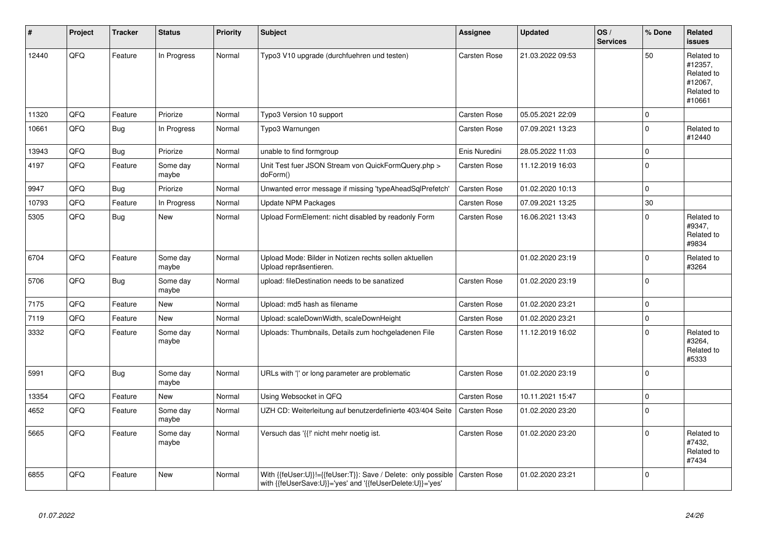| # | Project | Tracker | Status | Priority | Subject | Assignee | Updated | OS / Services | % Done | Related issues |
|---|---|---|---|---|---|---|---|---|---|---|
| 12440 | QFQ | Feature | In Progress | Normal | Typo3 V10 upgrade (durchfuehren und testen) | Carsten Rose | 21.03.2022 09:53 | | 50 | Related to #12357, Related to #12067, Related to #10661 |
| 11320 | QFQ | Feature | Priorize | Normal | Typo3 Version 10 support | Carsten Rose | 05.05.2021 22:09 | | 0 | |
| 10661 | QFQ | Bug | In Progress | Normal | Typo3 Warnungen | Carsten Rose | 07.09.2021 13:23 | | 0 | Related to #12440 |
| 13943 | QFQ | Bug | Priorize | Normal | unable to find formgroup | Enis Nuredini | 28.05.2022 11:03 | | 0 | |
| 4197 | QFQ | Feature | Some day maybe | Normal | Unit Test fuer JSON Stream von QuickFormQuery.php > doForm() | Carsten Rose | 11.12.2019 16:03 | | 0 | |
| 9947 | QFQ | Bug | Priorize | Normal | Unwanted error message if missing 'typeAheadSqlPrefetch' | Carsten Rose | 01.02.2020 10:13 | | 0 | |
| 10793 | QFQ | Feature | In Progress | Normal | Update NPM Packages | Carsten Rose | 07.09.2021 13:25 | | 30 | |
| 5305 | QFQ | Bug | New | Normal | Upload FormElement: nicht disabled by readonly Form | Carsten Rose | 16.06.2021 13:43 | | 0 | Related to #9347, Related to #9834 |
| 6704 | QFQ | Feature | Some day maybe | Normal | Upload Mode: Bilder in Notizen rechts sollen aktuellen Upload repräsentieren. | | 01.02.2020 23:19 | | 0 | Related to #3264 |
| 5706 | QFQ | Bug | Some day maybe | Normal | upload: fileDestination needs to be sanatized | Carsten Rose | 01.02.2020 23:19 | | 0 | |
| 7175 | QFQ | Feature | New | Normal | Upload: md5 hash as filename | Carsten Rose | 01.02.2020 23:21 | | 0 | |
| 7119 | QFQ | Feature | New | Normal | Upload: scaleDownWidth, scaleDownHeight | Carsten Rose | 01.02.2020 23:21 | | 0 | |
| 3332 | QFQ | Feature | Some day maybe | Normal | Uploads: Thumbnails, Details zum hochgeladenen File | Carsten Rose | 11.12.2019 16:02 | | 0 | Related to #3264, Related to #5333 |
| 5991 | QFQ | Bug | Some day maybe | Normal | URLs with '|' or long parameter are problematic | Carsten Rose | 01.02.2020 23:19 | | 0 | |
| 13354 | QFQ | Feature | New | Normal | Using Websocket in QFQ | Carsten Rose | 10.11.2021 15:47 | | 0 | |
| 4652 | QFQ | Feature | Some day maybe | Normal | UZH CD: Weiterleitung auf benutzerdefinierte 403/404 Seite | Carsten Rose | 01.02.2020 23:20 | | 0 | |
| 5665 | QFQ | Feature | Some day maybe | Normal | Versuch das '{{!' nicht mehr noetig ist. | Carsten Rose | 01.02.2020 23:20 | | 0 | Related to #7432, Related to #7434 |
| 6855 | QFQ | Feature | New | Normal | With {{feUser:U}}!={{feUser:T}}: Save / Delete: only possible with {{feUserSave:U}}='yes' and '{{feUserDelete:U}}='yes' | Carsten Rose | 01.02.2020 23:21 | | 0 | |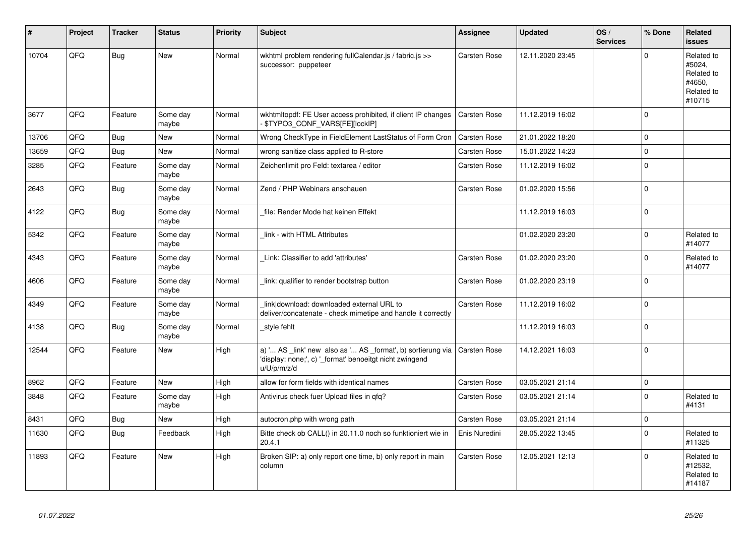| # | Project | Tracker | Status | Priority | Subject | Assignee | Updated | OS / Services | % Done | Related issues |
|---|---|---|---|---|---|---|---|---|---|---|
| 10704 | QFQ | Bug | New | Normal | wkhtml problem rendering fullCalendar.js / fabric.js >> successor: puppeteer | Carsten Rose | 12.11.2020 23:45 | | 0 | Related to #5024, Related to #4650, Related to #10715 |
| 3677 | QFQ | Feature | Some day maybe | Normal | wkhtmltopdf: FE User access prohibited, if client IP changes - $TYPO3_CONF_VARS[FE][lockIP] | Carsten Rose | 11.12.2019 16:02 | | 0 | |
| 13706 | QFQ | Bug | New | Normal | Wrong CheckType in FieldElement LastStatus of Form Cron | Carsten Rose | 21.01.2022 18:20 | | 0 | |
| 13659 | QFQ | Bug | New | Normal | wrong sanitize class applied to R-store | Carsten Rose | 15.01.2022 14:23 | | 0 | |
| 3285 | QFQ | Feature | Some day maybe | Normal | Zeichenlimit pro Feld: textarea / editor | Carsten Rose | 11.12.2019 16:02 | | 0 | |
| 2643 | QFQ | Bug | Some day maybe | Normal | Zend / PHP Webinars anschauen | Carsten Rose | 01.02.2020 15:56 | | 0 | |
| 4122 | QFQ | Bug | Some day maybe | Normal | _file: Render Mode hat keinen Effekt | | 11.12.2019 16:03 | | 0 | |
| 5342 | QFQ | Feature | Some day maybe | Normal | _link - with HTML Attributes | | 01.02.2020 23:20 | | 0 | Related to #14077 |
| 4343 | QFQ | Feature | Some day maybe | Normal | _Link: Classifier to add 'attributes' | Carsten Rose | 01.02.2020 23:20 | | 0 | Related to #14077 |
| 4606 | QFQ | Feature | Some day maybe | Normal | _link: qualifier to render bootstrap button | Carsten Rose | 01.02.2020 23:19 | | 0 | |
| 4349 | QFQ | Feature | Some day maybe | Normal | _link\|download: downloaded external URL to deliver/concatenate - check mimetipe and handle it correctly | Carsten Rose | 11.12.2019 16:02 | | 0 | |
| 4138 | QFQ | Bug | Some day maybe | Normal | _style fehlt | | 11.12.2019 16:03 | | 0 | |
| 12544 | QFQ | Feature | New | High | a) '... AS _link' new also as '... AS _format', b) sortierung via 'display: none;', c) '_format' benoeitgt nicht zwingend u/U/p/m/z/d | Carsten Rose | 14.12.2021 16:03 | | 0 | |
| 8962 | QFQ | Feature | New | High | allow for form fields with identical names | Carsten Rose | 03.05.2021 21:14 | | 0 | |
| 3848 | QFQ | Feature | Some day maybe | High | Antivirus check fuer Upload files in qfq? | Carsten Rose | 03.05.2021 21:14 | | 0 | Related to #4131 |
| 8431 | QFQ | Bug | New | High | autocron.php with wrong path | Carsten Rose | 03.05.2021 21:14 | | 0 | |
| 11630 | QFQ | Bug | Feedback | High | Bitte check ob CALL() in 20.11.0 noch so funktioniert wie in 20.4.1 | Enis Nuredini | 28.05.2022 13:45 | | 0 | Related to #11325 |
| 11893 | QFQ | Feature | New | High | Broken SIP: a) only report one time, b) only report in main column | Carsten Rose | 12.05.2021 12:13 | | 0 | Related to #12532, Related to #14187 |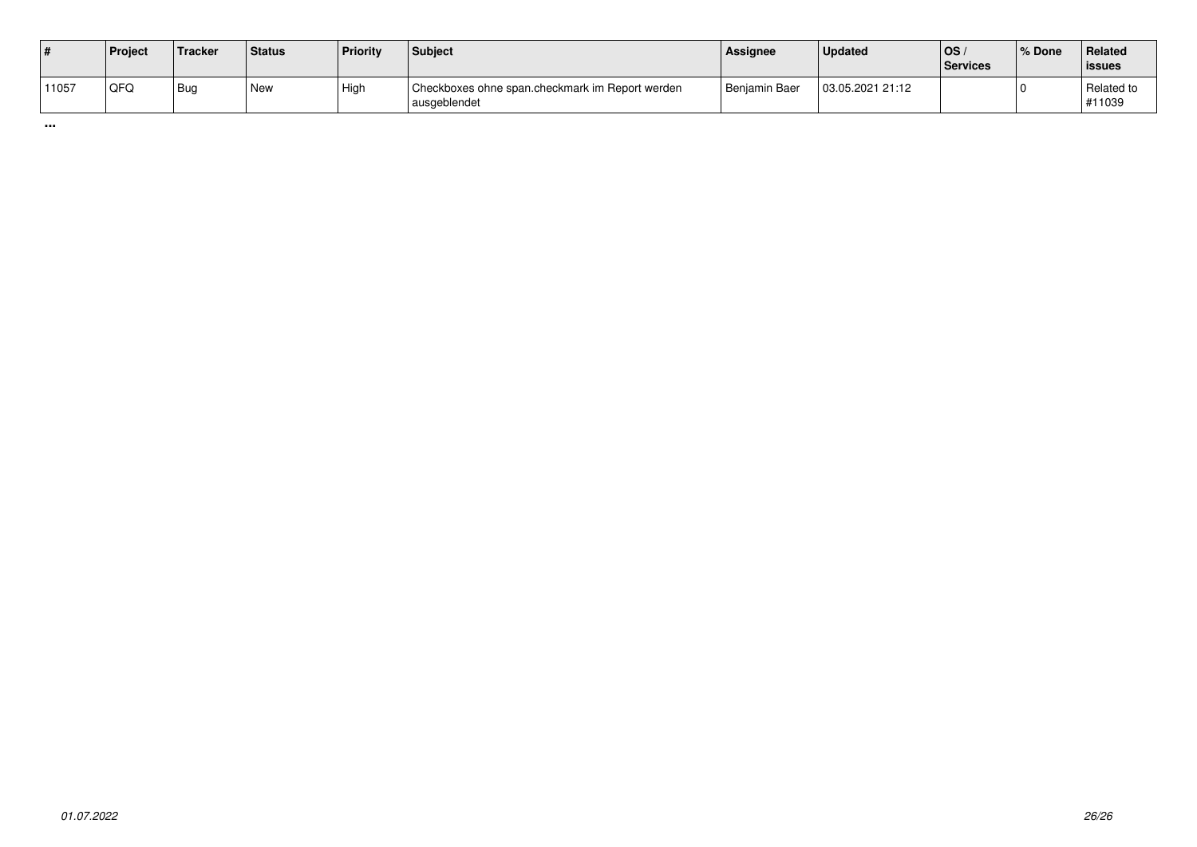| # | Project | Tracker | Status | Priority | Subject | Assignee | Updated | OS / Services | % Done | Related issues |
|---|---|---|---|---|---|---|---|---|---|---|
| 11057 | QFQ | Bug | New | High | Checkboxes ohne span.checkmark im Report werden ausgeblendet | Benjamin Baer | 03.05.2021 21:12 | | 0 | Related to #11039 |

...